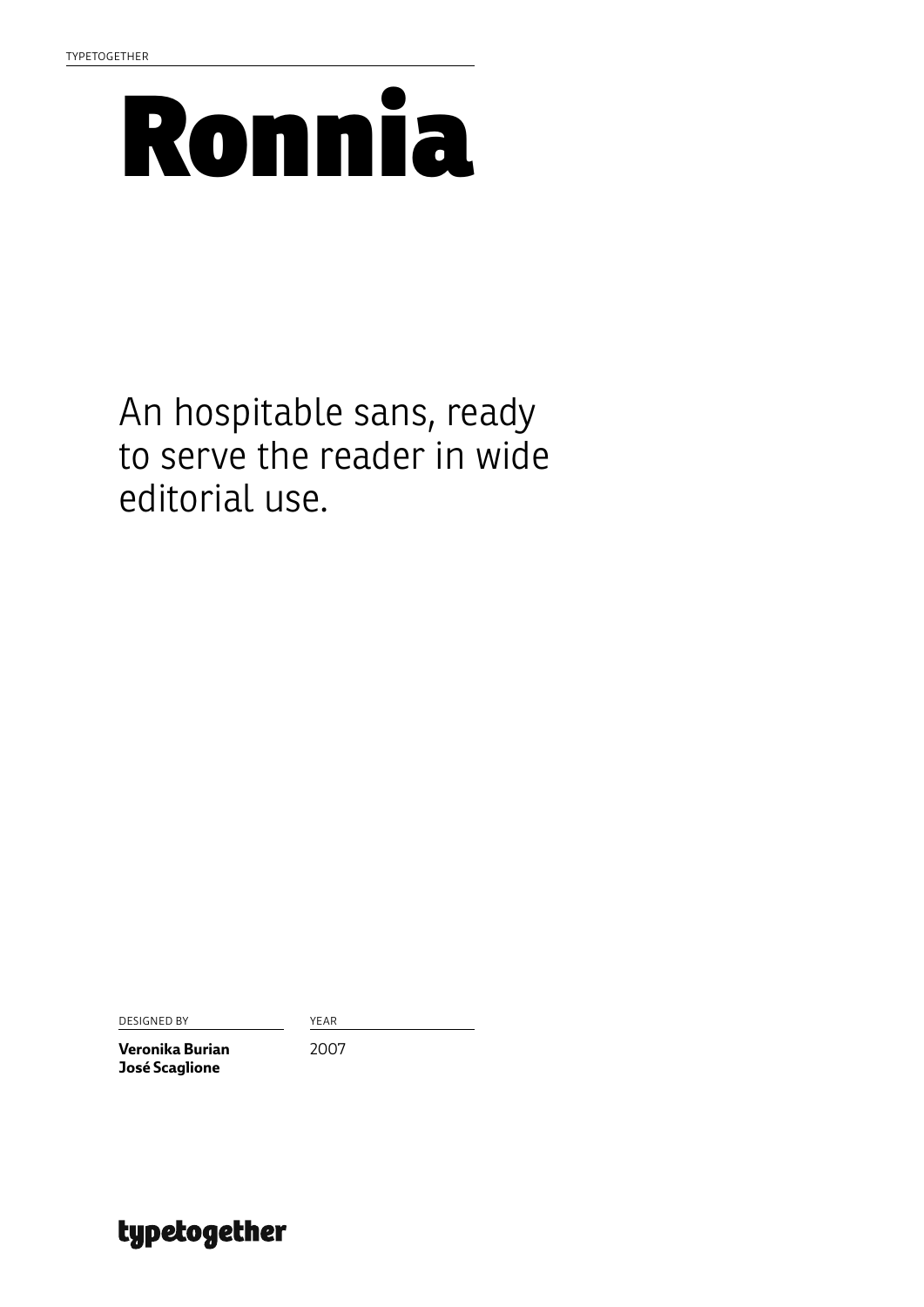TYPETOGETHER

# Ronnia

An hospitable sans, ready to serve the reader in wide editorial use.

| DESIGNED BY | YEAR |
| --- | --- |
| **Veronika Burian**<br>**José Scaglione** | 2007 |

**typetogether**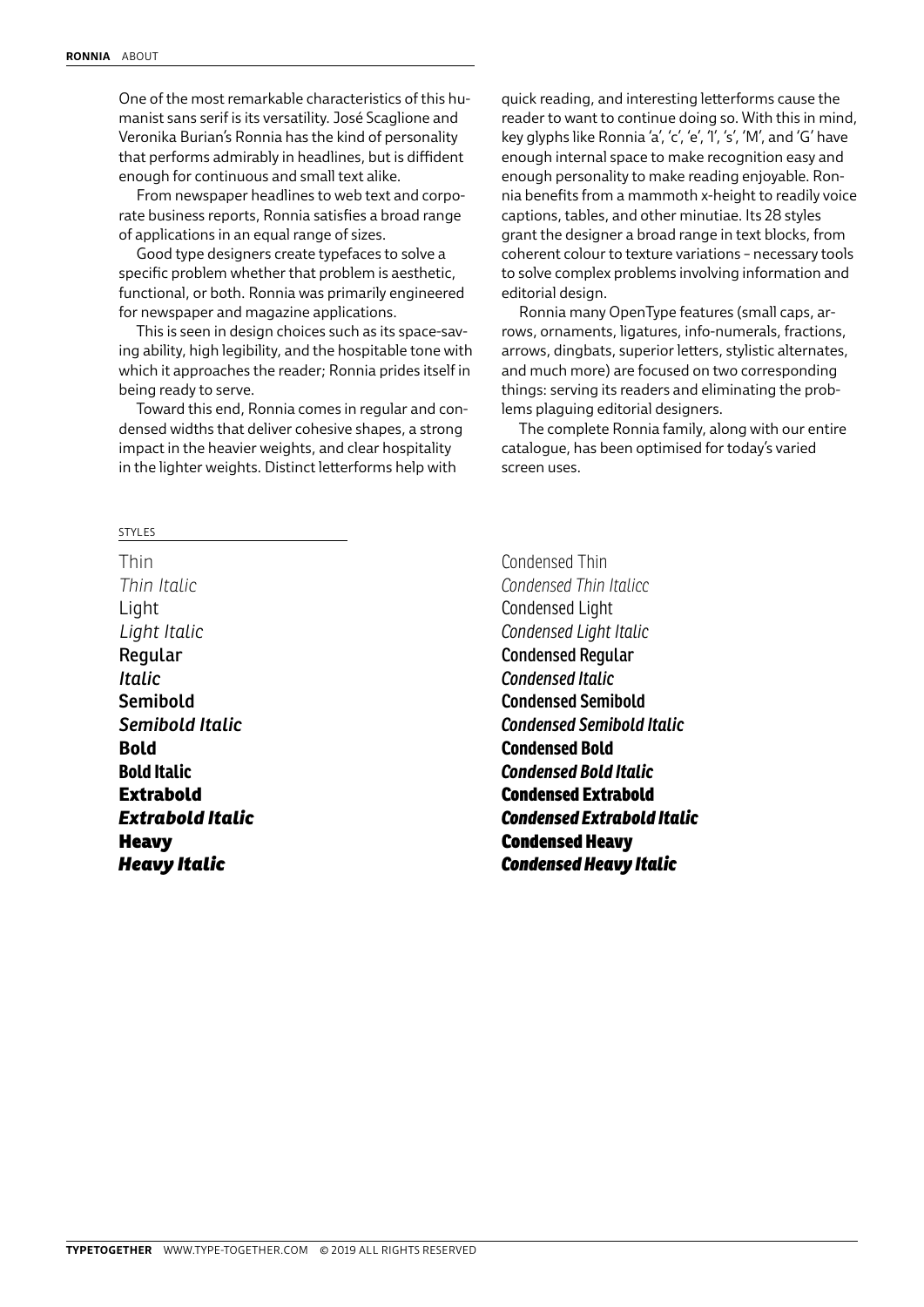One of the most remarkable characteristics of this humanist sans serif is its versatility. José Scaglione and Veronika Burian's Ronnia has the kind of personality that performs admirably in headlines, but is diffident enough for continuous and small text alike.

From newspaper headlines to web text and corporate business reports, Ronnia satisfies a broad range of applications in an equal range of sizes.

Good type designers create typefaces to solve a specific problem whether that problem is aesthetic, functional, or both. Ronnia was primarily engineered for newspaper and magazine applications.

This is seen in design choices such as its space-saving ability, high legibility, and the hospitable tone with which it approaches the reader; Ronnia prides itself in being ready to serve.

Toward this end, Ronnia comes in regular and condensed widths that deliver cohesive shapes, a strong impact in the heavier weights, and clear hospitality in the lighter weights. Distinct letterforms help with quick reading, and interesting letterforms cause the reader to want to continue doing so. With this in mind, key glyphs like Ronnia 'a', 'c', 'e', 'l', 's', 'M', and 'G' have enough internal space to make recognition easy and enough personality to make reading enjoyable. Ronnia benefits from a mammoth x-height to readily voice captions, tables, and other minutiae. Its 28 styles grant the designer a broad range in text blocks, from coherent colour to texture variations – necessary tools to solve complex problems involving information and editorial design.

Ronnia many OpenType features (small caps, arrows, ornaments, ligatures, info-numerals, fractions, arrows, dingbats, superior letters, stylistic alternates, and much more) are focused on two corresponding things: serving its readers and eliminating the problems plaguing editorial designers.

The complete Ronnia family, along with our entire catalogue, has been optimised for today's varied screen uses.

STYLES

Thin
*Thin Italic*
Light
*Light Italic*
Regular
*Italic*
**Semibold**
***Semibold Italic***
**Bold**
***Bold Italic***
**Extrabold**
***Extrabold Italic***
**Heavy**
***Heavy Italic***

Condensed Thin
*Condensed Thin Italicc*
Condensed Light
*Condensed Light Italic*
Condensed Regular
*Condensed Italic*
**Condensed Semibold**
***Condensed Semibold Italic***
**Condensed Bold**
***Condensed Bold Italic***
**Condensed Extrabold**
***Condensed Extrabold Italic***
**Condensed Heavy**
***Condensed Heavy Italic***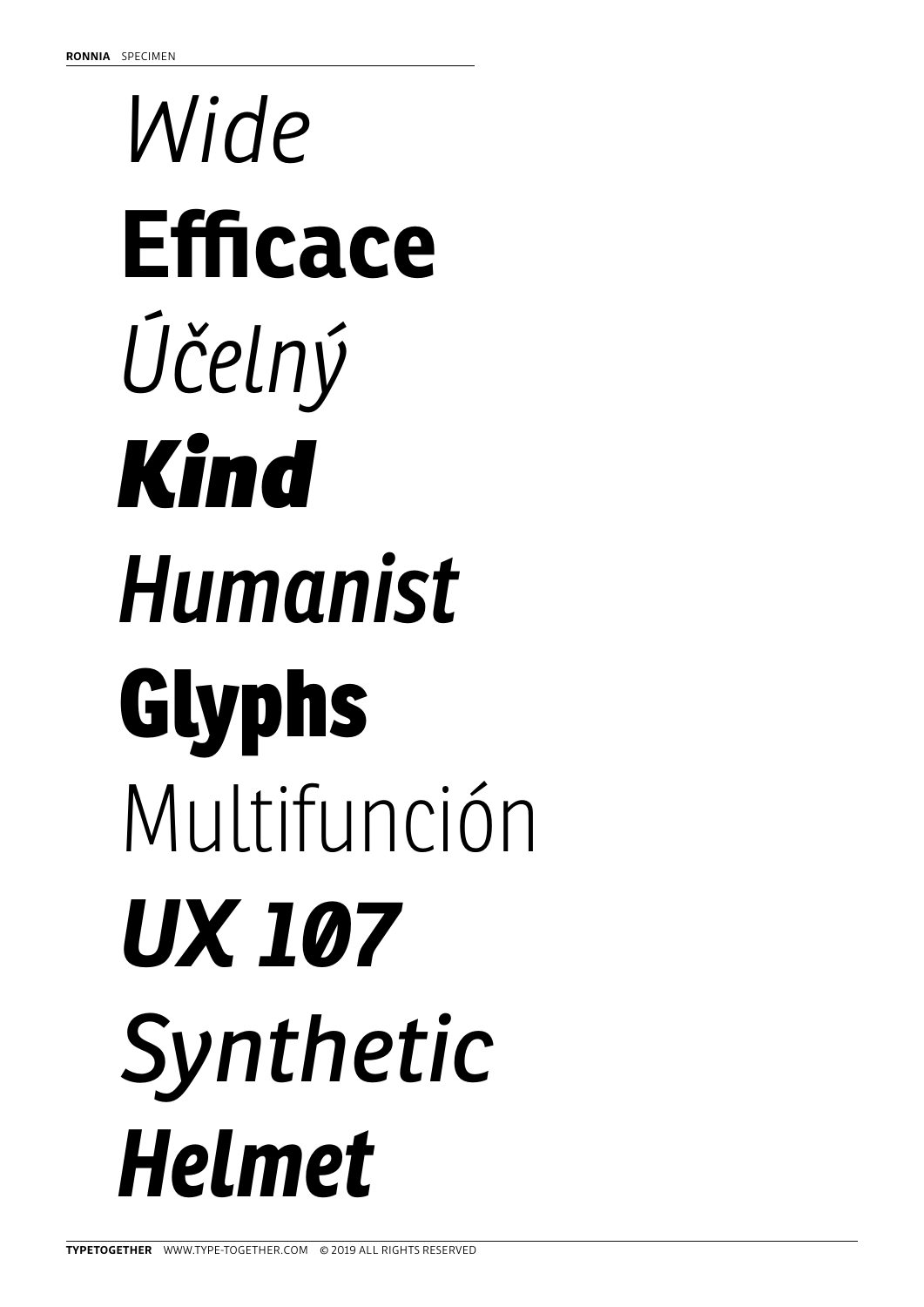*Wide*

**Efficace**

*Účelný*

***Kind***

***Humanist***

**Glyphs**

Multifunción

***UX 107***

*Synthetic*

***Helmet***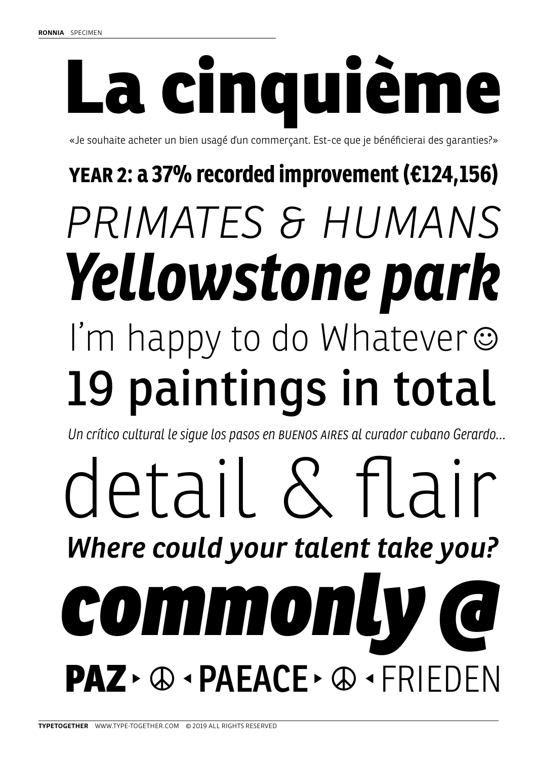# La cinquième

«Je souhaite acheter un bien usagé d'un commerçant. Est-ce que je bénéficierai des garanties?»

**YEAR 2: a 37% recorded improvement (€124,156)**

*PRIMATES & HUMANS*

***Yellowstone park***

I'm happy to do Whatever ☺

19 paintings in total

*Un crítico cultural le sigue los pasos en BUENOS AIRES al curador cubano Gerardo…*

detail & flair

***Where could your talent take you?***

***commonly @***

**PAZ** ▸ ☮ ◂ **PAEACE** ▸ ☮ ◂ FRIEDEN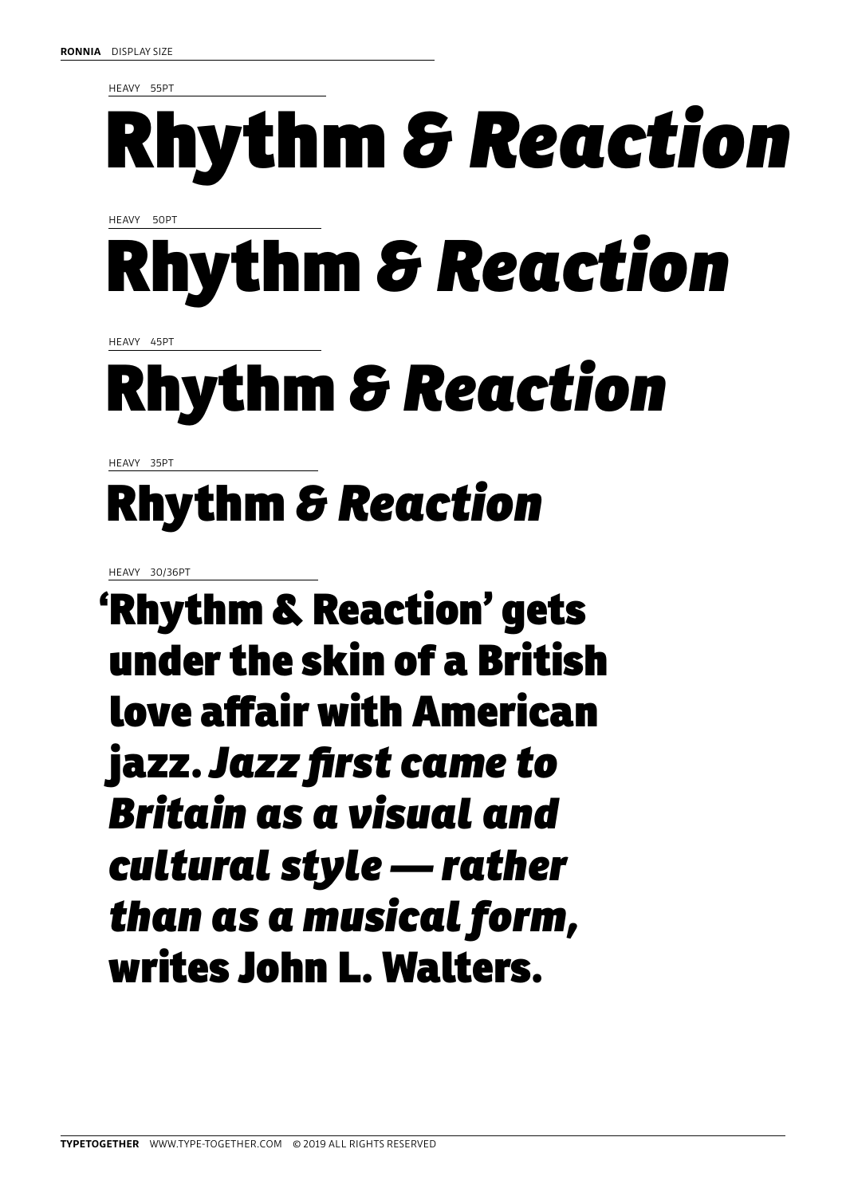**RONNIA** DISPLAY SIZE

HEAVY 55PT

**Rhythm *& Reaction***

HEAVY 50PT

**Rhythm *& Reaction***

HEAVY 45PT

**Rhythm *& Reaction***

HEAVY 35PT

**Rhythm *& Reaction***

HEAVY 30/36PT

**'Rhythm & Reaction' gets under the skin of a British love affair with American jazz. *Jazz first came to Britain as a visual and cultural style — rather than as a musical form,* writes John L. Walters.**

**TYPETOGETHER** WWW.TYPE-TOGETHER.COM © 2019 ALL RIGHTS RESERVED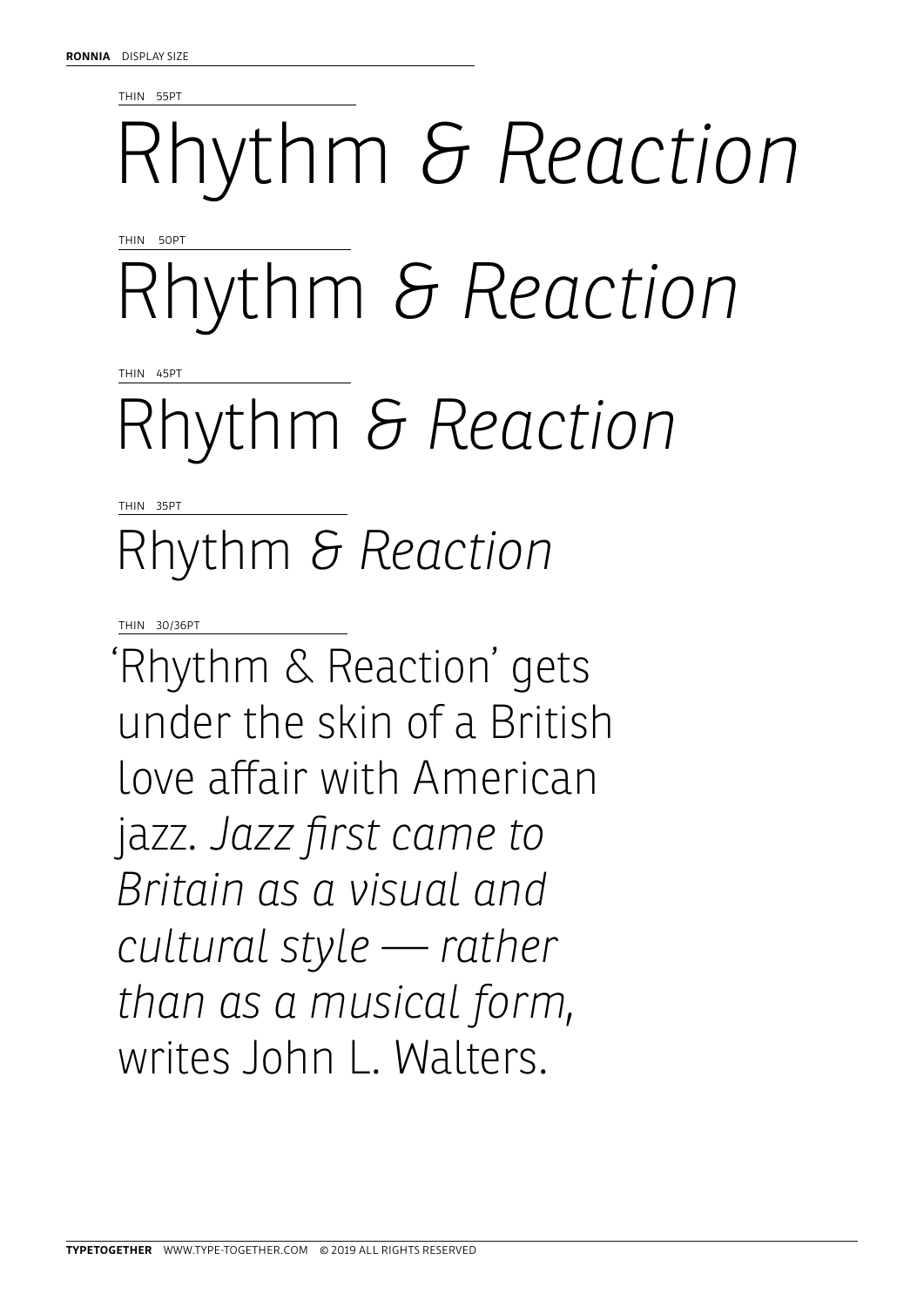THIN 55PT

Rhythm *& Reaction*

THIN 50PT

Rhythm *& Reaction*

THIN 45PT

Rhythm *& Reaction*

THIN 35PT

Rhythm *& Reaction*

THIN 30/36PT

'Rhythm & Reaction' gets under the skin of a British love affair with American jazz. *Jazz first came to Britain as a visual and cultural style — rather than as a musical form*, writes John L. Walters.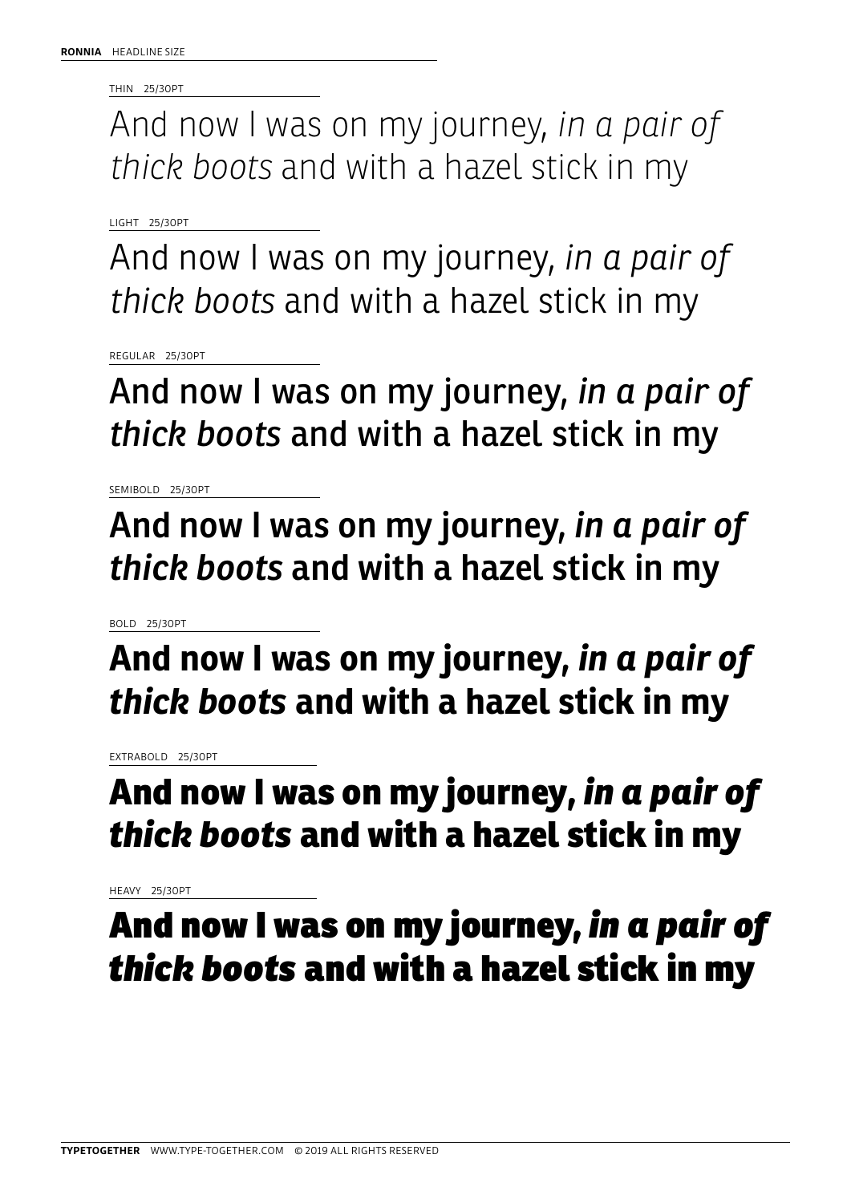**RONNIA** HEADLINE SIZE

THIN 25/30PT

And now I was on my journey, *in a pair of thick boots* and with a hazel stick in my

LIGHT 25/30PT

And now I was on my journey, *in a pair of thick boots* and with a hazel stick in my

REGULAR 25/30PT

And now I was on my journey, *in a pair of thick boots* and with a hazel stick in my

SEMIBOLD 25/30PT

**And now I was on my journey, *in a pair of thick boots* and with a hazel stick in my**

BOLD 25/30PT

**And now I was on my journey, *in a pair of thick boots* and with a hazel stick in my**

EXTRABOLD 25/30PT

**And now I was on my journey, *in a pair of thick boots* and with a hazel stick in my**

HEAVY 25/30PT

**And now I was on my journey, *in a pair of thick boots* and with a hazel stick in my**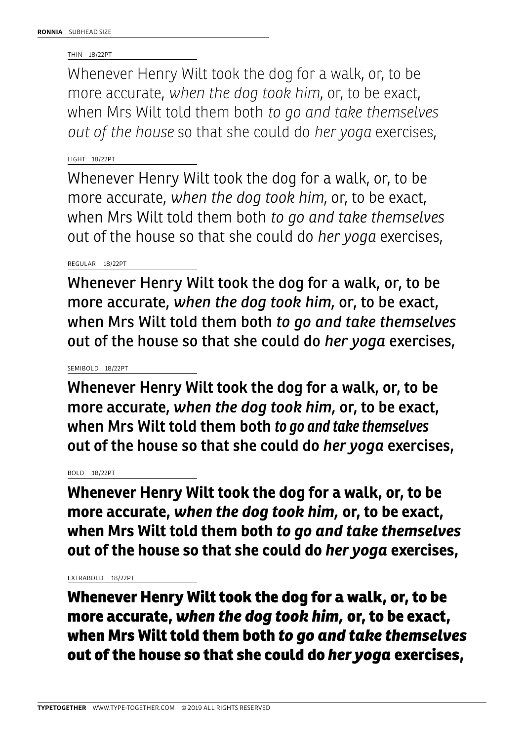**RONNIA** SUBHEAD SIZE

THIN 18/22PT

Whenever Henry Wilt took the dog for a walk, or, to be more accurate, *when the dog took him*, or, to be exact, when Mrs Wilt told them both *to go and take themselves out of the house* so that she could do *her yoga* exercises,

LIGHT 18/22PT

Whenever Henry Wilt took the dog for a walk, or, to be more accurate, *when the dog took him*, or, to be exact, when Mrs Wilt told them both *to go and take themselves* out of the house so that she could do *her yoga* exercises,

REGULAR 18/22PT

Whenever Henry Wilt took the dog for a walk, or, to be more accurate, *when the dog took him*, or, to be exact, when Mrs Wilt told them both *to go and take themselves* out of the house so that she could do *her yoga* exercises,

SEMIBOLD 18/22PT

**Whenever Henry Wilt took the dog for a walk, or, to be more accurate, *when the dog took him*, or, to be exact, when Mrs Wilt told them both *to go and take themselves* out of the house so that she could do *her yoga* exercises,**

BOLD 18/22PT

**Whenever Henry Wilt took the dog for a walk, or, to be more accurate, *when the dog took him*, or, to be exact, when Mrs Wilt told them both *to go and take themselves* out of the house so that she could do *her yoga* exercises,**

EXTRABOLD 18/22PT

**Whenever Henry Wilt took the dog for a walk, or, to be more accurate, *when the dog took him*, or, to be exact, when Mrs Wilt told them both *to go and take themselves* out of the house so that she could do *her yoga* exercises,**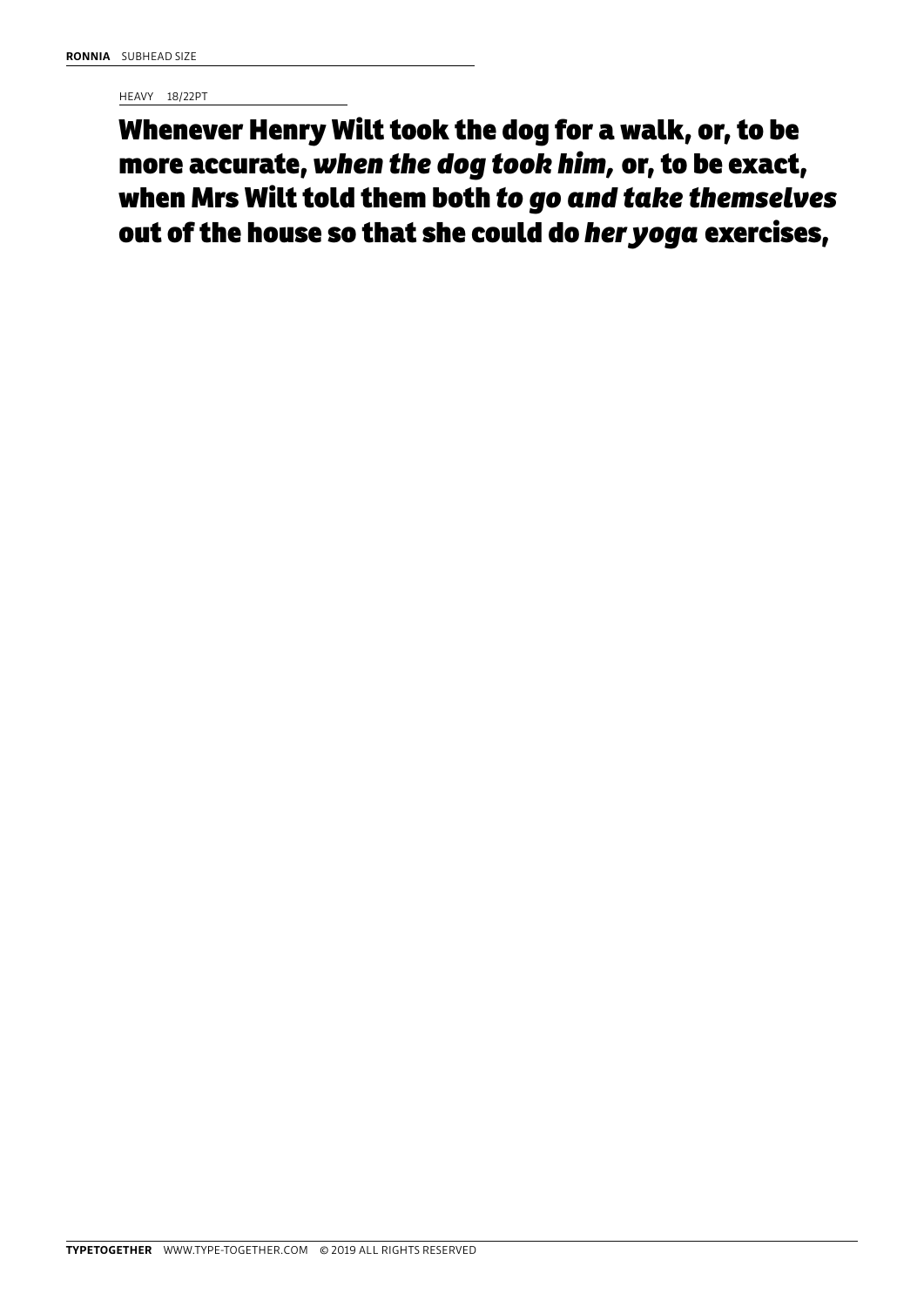**RONNIA** SUBHEAD SIZE

HEAVY 18/22PT

**Whenever Henry Wilt took the dog for a walk, or, to be more accurate, *when the dog took him,* or, to be exact, when Mrs Wilt told them both *to go and take themselves* out of the house so that she could do *her yoga* exercises,**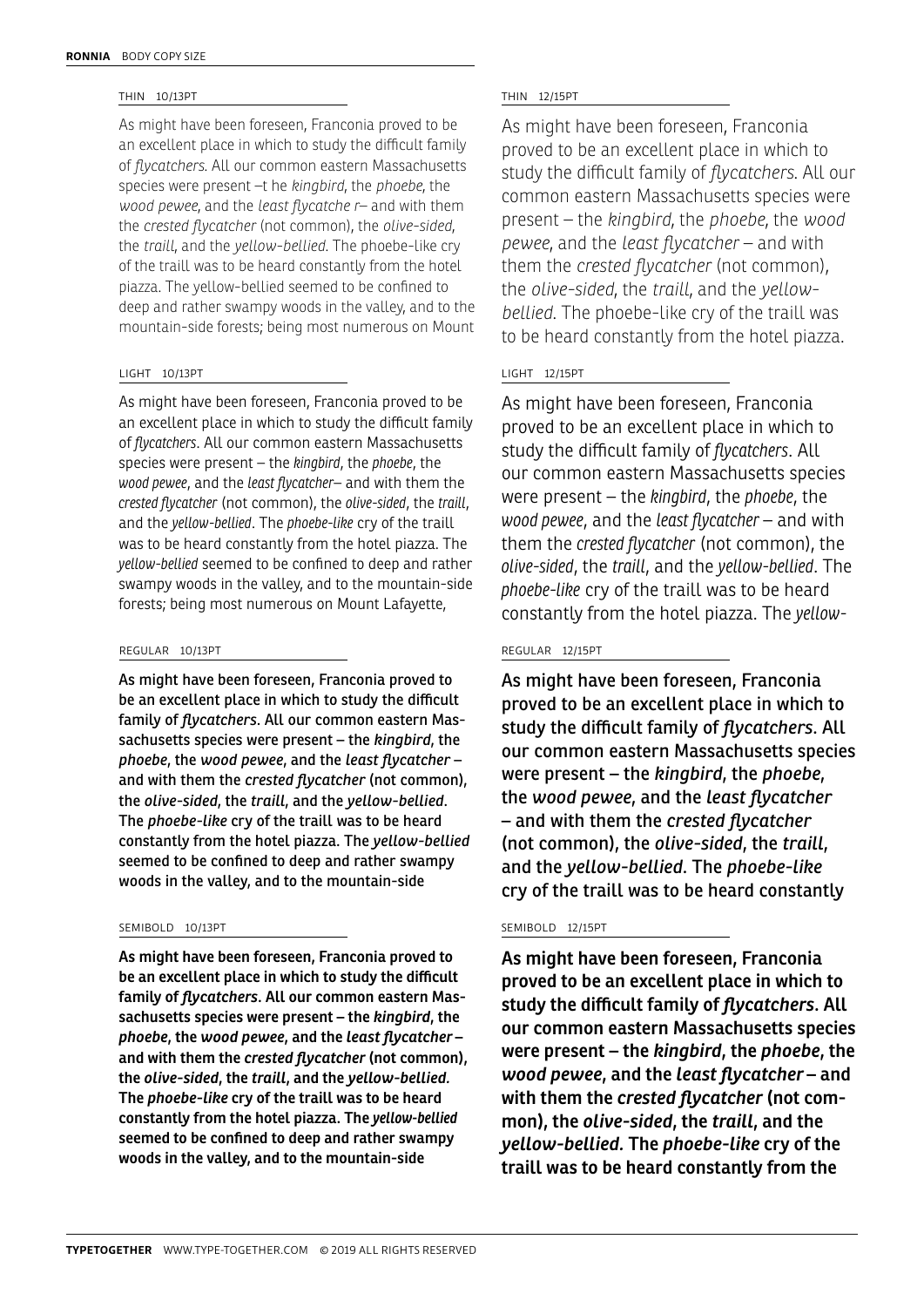**RONNIA** BODY COPY SIZE

THIN 10/13PT

As might have been foreseen, Franconia proved to be an excellent place in which to study the difficult family of *flycatchers*. All our common eastern Massachusetts species were present –t he *kingbird*, the *phoebe*, the *wood pewee*, and the *least flycatche r*– and with them the *crested flycatcher* (not common), the *olive-sided*, the *traill*, and the *yellow-bellied*. The phoebe-like cry of the traill was to be heard constantly from the hotel piazza. The yellow-bellied seemed to be confined to deep and rather swampy woods in the valley, and to the mountain-side forests; being most numerous on Mount

LIGHT 10/13PT

As might have been foreseen, Franconia proved to be an excellent place in which to study the difficult family of *flycatchers*. All our common eastern Massachusetts species were present – the *kingbird*, the *phoebe*, the *wood pewee*, and the *least flycatcher*– and with them the *crested flycatcher* (not common), the *olive-sided*, the *traill*, and the *yellow-bellied*. The *phoebe-like* cry of the traill was to be heard constantly from the hotel piazza. The *yellow-bellied* seemed to be confined to deep and rather swampy woods in the valley, and to the mountain-side forests; being most numerous on Mount Lafayette,

REGULAR 10/13PT

As might have been foreseen, Franconia proved to be an excellent place in which to study the difficult family of *flycatchers*. All our common eastern Massachusetts species were present – the *kingbird*, the *phoebe*, the *wood pewee*, and the *least flycatcher* – and with them the *crested flycatcher* (not common), the *olive-sided*, the *traill*, and the *yellow-bellied*. The *phoebe-like* cry of the traill was to be heard constantly from the hotel piazza. The *yellow-bellied* seemed to be confined to deep and rather swampy woods in the valley, and to the mountain-side

SEMIBOLD 10/13PT

**As might have been foreseen, Franconia proved to be an excellent place in which to study the difficult family of *flycatchers*. All our common eastern Massachusetts species were present – the *kingbird*, the *phoebe*, the *wood pewee*, and the *least flycatcher* – and with them the *crested flycatcher* (not common), the *olive-sided*, the *traill*, and the *yellow-bellied*. The *phoebe-like* cry of the traill was to be heard constantly from the hotel piazza. The *yellow-bellied* seemed to be confined to deep and rather swampy woods in the valley, and to the mountain-side**

THIN 12/15PT

As might have been foreseen, Franconia proved to be an excellent place in which to study the difficult family of *flycatchers*. All our common eastern Massachusetts species were present – the *kingbird*, the *phoebe*, the *wood pewee*, and the *least flycatcher* – and with them the *crested flycatcher* (not common), the *olive-sided*, the *traill*, and the *yellow-bellied*. The phoebe-like cry of the traill was to be heard constantly from the hotel piazza.

LIGHT 12/15PT

As might have been foreseen, Franconia proved to be an excellent place in which to study the difficult family of *flycatchers*. All our common eastern Massachusetts species were present – the *kingbird*, the *phoebe*, the *wood pewee*, and the *least flycatcher* – and with them the *crested flycatcher* (not common), the *olive-sided*, the *traill*, and the *yellow-bellied*. The *phoebe-like* cry of the traill was to be heard constantly from the hotel piazza. The *yellow-*

REGULAR 12/15PT

As might have been foreseen, Franconia proved to be an excellent place in which to study the difficult family of *flycatchers*. All our common eastern Massachusetts species were present – the *kingbird*, the *phoebe*, the *wood pewee*, and the *least flycatcher* – and with them the *crested flycatcher* (not common), the *olive-sided*, the *traill*, and the *yellow-bellied*. The *phoebe-like* cry of the traill was to be heard constantly

SEMIBOLD 12/15PT

**As might have been foreseen, Franconia proved to be an excellent place in which to study the difficult family of *flycatchers*. All our common eastern Massachusetts species were present – the *kingbird*, the *phoebe*, the *wood pewee*, and the *least flycatcher* – and with them the *crested flycatcher* (not common), the *olive-sided*, the *traill*, and the *yellow-bellied*. The *phoebe-like* cry of the traill was to be heard constantly from the**

**TYPETOGETHER** WWW.TYPE-TOGETHER.COM © 2019 ALL RIGHTS RESERVED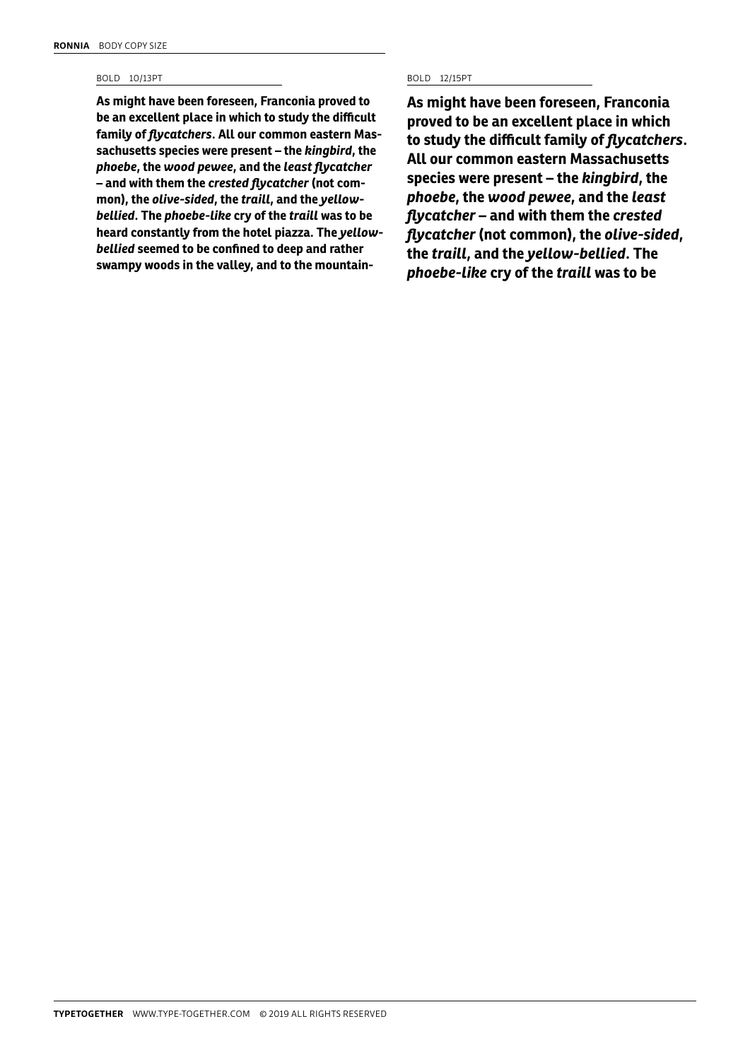**RONNIA** BODY COPY SIZE

BOLD 10/13PT

**As might have been foreseen, Franconia proved to be an excellent place in which to study the difficult family of *flycatchers*. All our common eastern Massachusetts species were present – the *kingbird*, the *phoebe*, the *wood pewee*, and the *least flycatcher* – and with them the *crested flycatcher* (not common), the *olive-sided*, the *traill*, and the *yellow-bellied*. The *phoebe-like* cry of the *traill* was to be heard constantly from the hotel piazza. The *yellow-bellied* seemed to be confined to deep and rather swampy woods in the valley, and to the mountain-**

BOLD 12/15PT

**As might have been foreseen, Franconia proved to be an excellent place in which to study the difficult family of *flycatchers*. All our common eastern Massachusetts species were present – the *kingbird*, the *phoebe*, the *wood pewee*, and the *least flycatcher* – and with them the *crested flycatcher* (not common), the *olive-sided*, the *traill*, and the *yellow-bellied*. The *phoebe-like* cry of the *traill* was to be**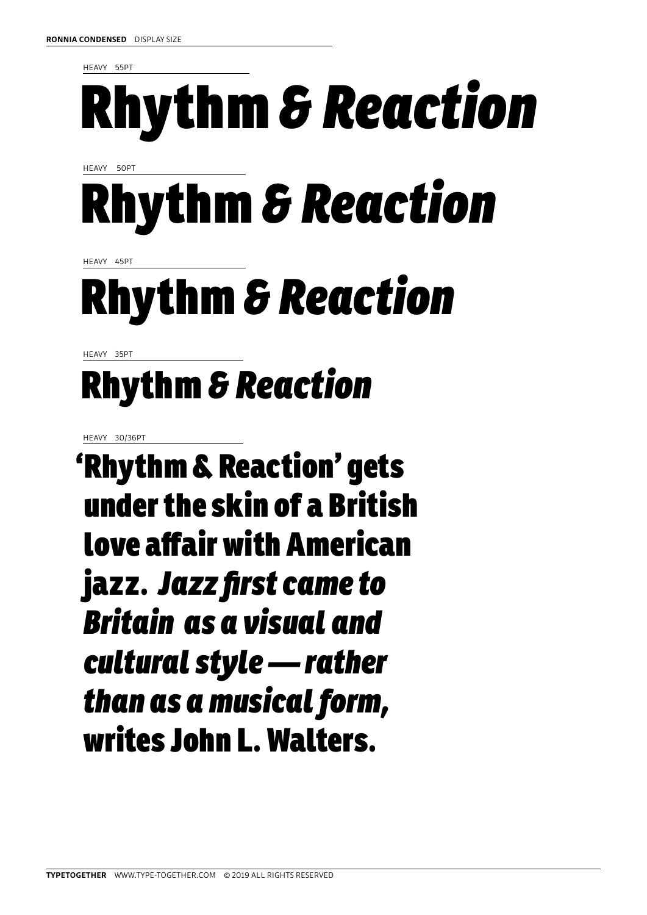**RONNIA CONDENSED** DISPLAY SIZE

HEAVY 55PT

# Rhythm *& Reaction*

HEAVY 50PT

# Rhythm *& Reaction*

HEAVY 45PT

# Rhythm *& Reaction*

HEAVY 35PT

## Rhythm *& Reaction*

HEAVY 30/36PT

**‘Rhythm & Reaction’ gets under the skin of a British love affair with American jazz.** ***Jazz first came to Britain as a visual and cultural style — rather than as a musical form,*** **writes John L. Walters.**

**TYPETOGETHER** WWW.TYPE-TOGETHER.COM © 2019 ALL RIGHTS RESERVED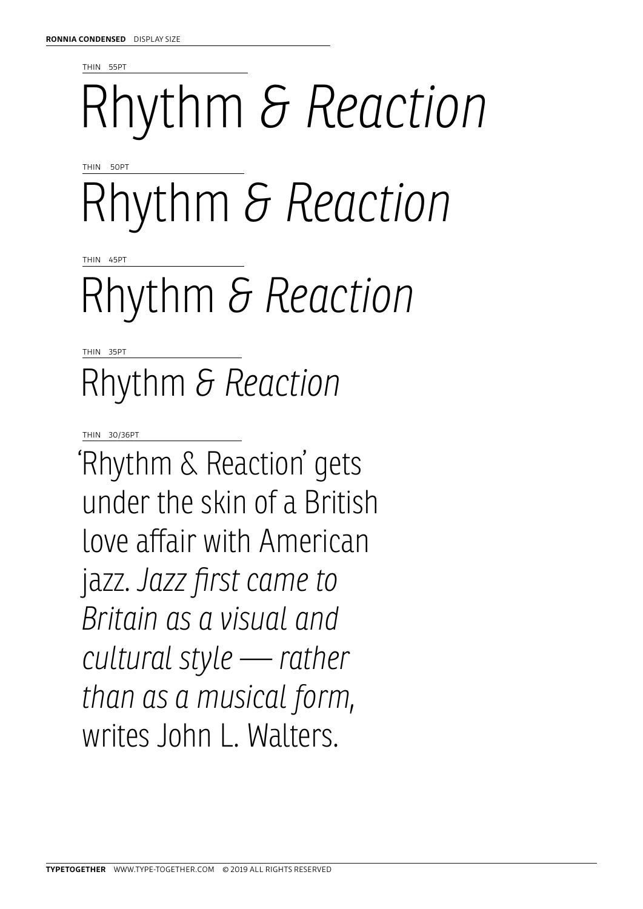**RONNIA CONDENSED** DISPLAY SIZE

THIN 55PT

Rhythm *& Reaction*

THIN 50PT

Rhythm *& Reaction*

THIN 45PT

Rhythm *& Reaction*

THIN 35PT

Rhythm *& Reaction*

THIN 30/36PT

'Rhythm & Reaction' gets under the skin of a British love affair with American jazz. *Jazz first came to Britain as a visual and cultural style — rather than as a musical form*, writes John L. Walters.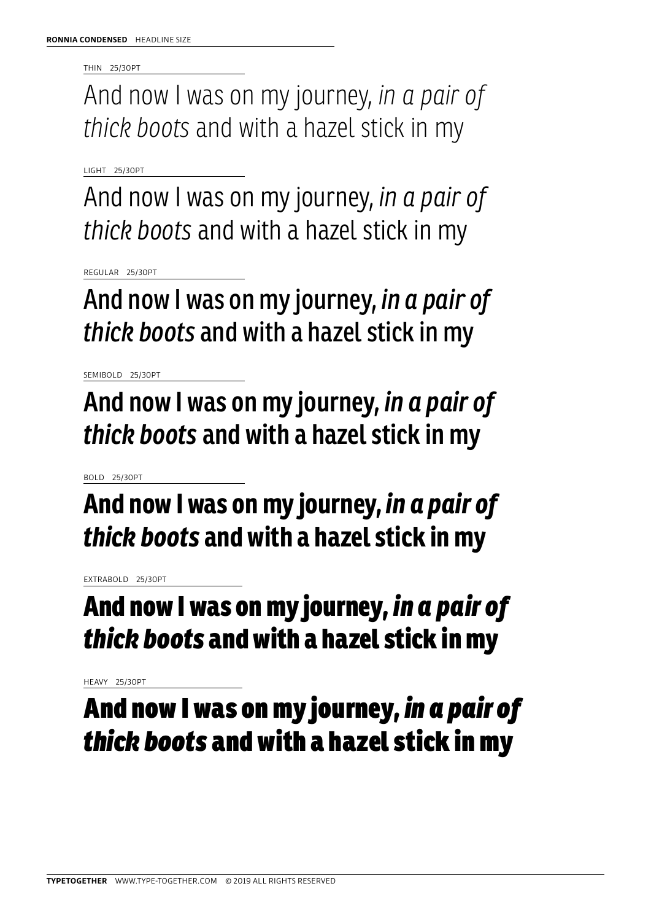**RONNIA CONDENSED** HEADLINE SIZE

THIN 25/30PT

And now I was on my journey, *in a pair of thick boots* and with a hazel stick in my

LIGHT 25/30PT

And now I was on my journey, *in a pair of thick boots* and with a hazel stick in my

REGULAR 25/30PT

And now I was on my journey, *in a pair of thick boots* and with a hazel stick in my

SEMIBOLD 25/30PT

**And now I was on my journey, *in a pair of thick boots* and with a hazel stick in my**

BOLD 25/30PT

**And now I was on my journey, *in a pair of thick boots* and with a hazel stick in my**

EXTRABOLD 25/30PT

**And now I was on my journey, *in a pair of thick boots* and with a hazel stick in my**

HEAVY 25/30PT

**And now I was on my journey, *in a pair of thick boots* and with a hazel stick in my**

**TYPETOGETHER** WWW.TYPE-TOGETHER.COM © 2019 ALL RIGHTS RESERVED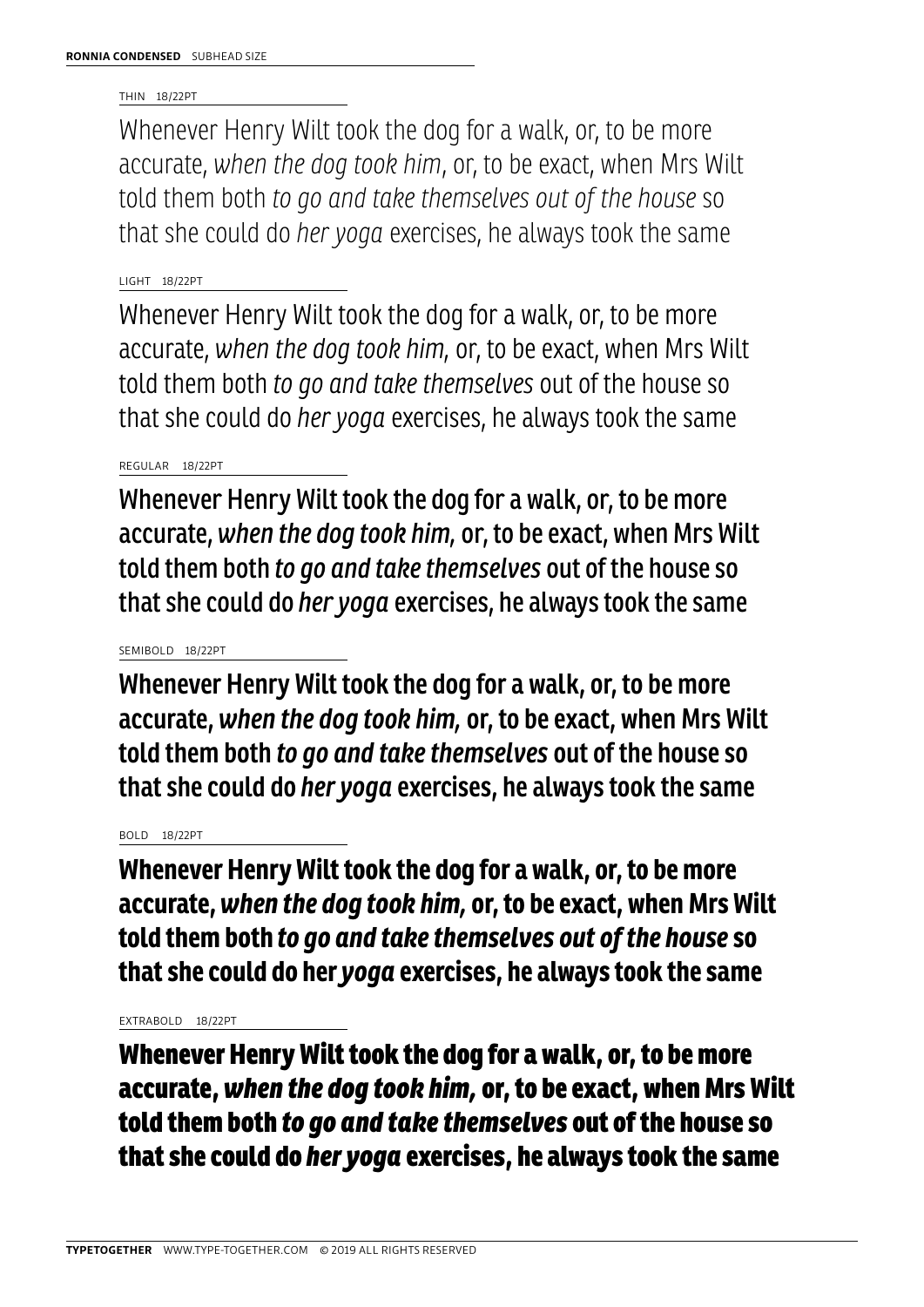**RONNIA CONDENSED** SUBHEAD SIZE

THIN 18/22PT

Whenever Henry Wilt took the dog for a walk, or, to be more accurate, *when the dog took him*, or, to be exact, when Mrs Wilt told them both *to go and take themselves out of the house* so that she could do *her yoga* exercises, he always took the same

LIGHT 18/22PT

Whenever Henry Wilt took the dog for a walk, or, to be more accurate, *when the dog took him*, or, to be exact, when Mrs Wilt told them both *to go and take themselves* out of the house so that she could do *her yoga* exercises, he always took the same

REGULAR 18/22PT

Whenever Henry Wilt took the dog for a walk, or, to be more accurate, *when the dog took him*, or, to be exact, when Mrs Wilt told them both *to go and take themselves* out of the house so that she could do *her yoga* exercises, he always took the same

SEMIBOLD 18/22PT

**Whenever Henry Wilt took the dog for a walk, or, to be more accurate, *when the dog took him*, or, to be exact, when Mrs Wilt told them both *to go and take themselves* out of the house so that she could do *her yoga* exercises, he always took the same**

BOLD 18/22PT

**Whenever Henry Wilt took the dog for a walk, or, to be more accurate, *when the dog took him*, or, to be exact, when Mrs Wilt told them both *to go and take themselves out of the house* so that she could do her *yoga* exercises, he always took the same**

EXTRABOLD 18/22PT

**Whenever Henry Wilt took the dog for a walk, or, to be more accurate, *when the dog took him*, or, to be exact, when Mrs Wilt told them both *to go and take themselves* out of the house so that she could do *her yoga* exercises, he always took the same**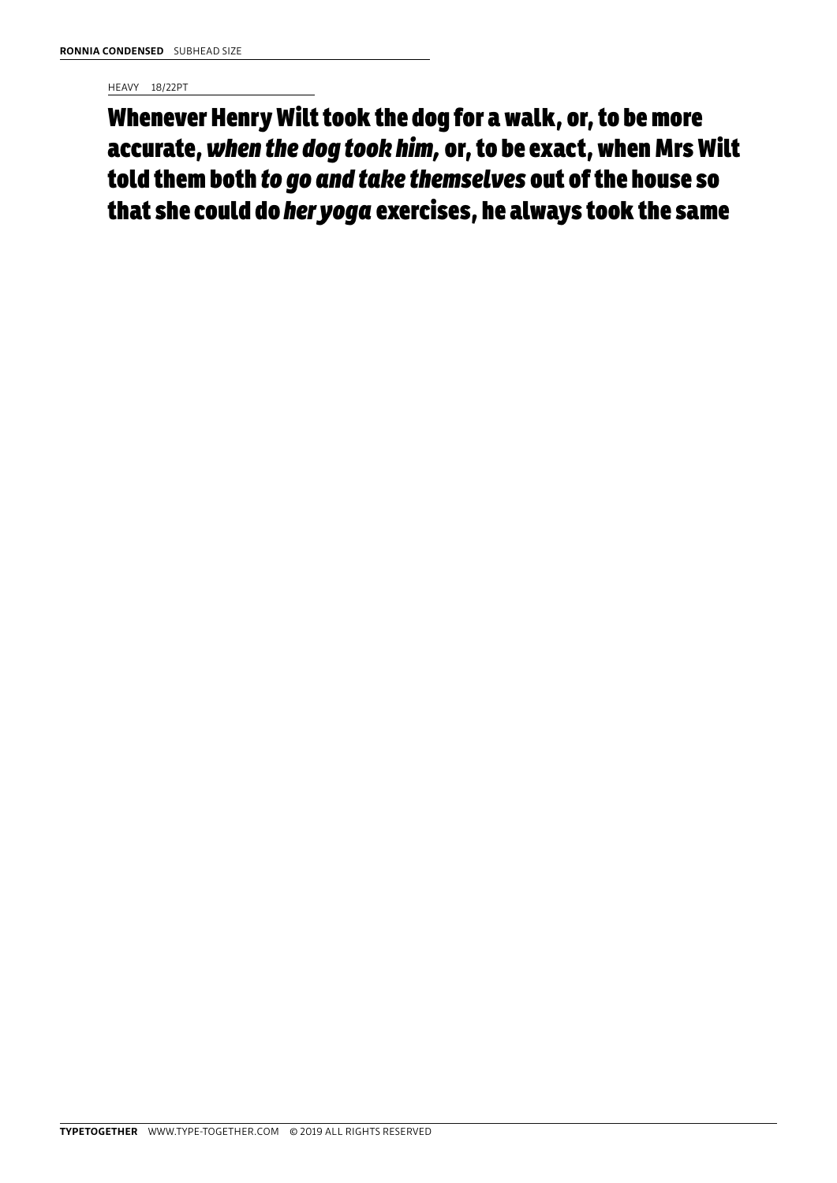**RONNIA CONDENSED** SUBHEAD SIZE

HEAVY 18/22PT

**Whenever Henry Wilt took the dog for a walk, or, to be more accurate, *when the dog took him*, or, to be exact, when Mrs Wilt told them both *to go and take themselves* out of the house so that she could do *her yoga* exercises, he always took the same**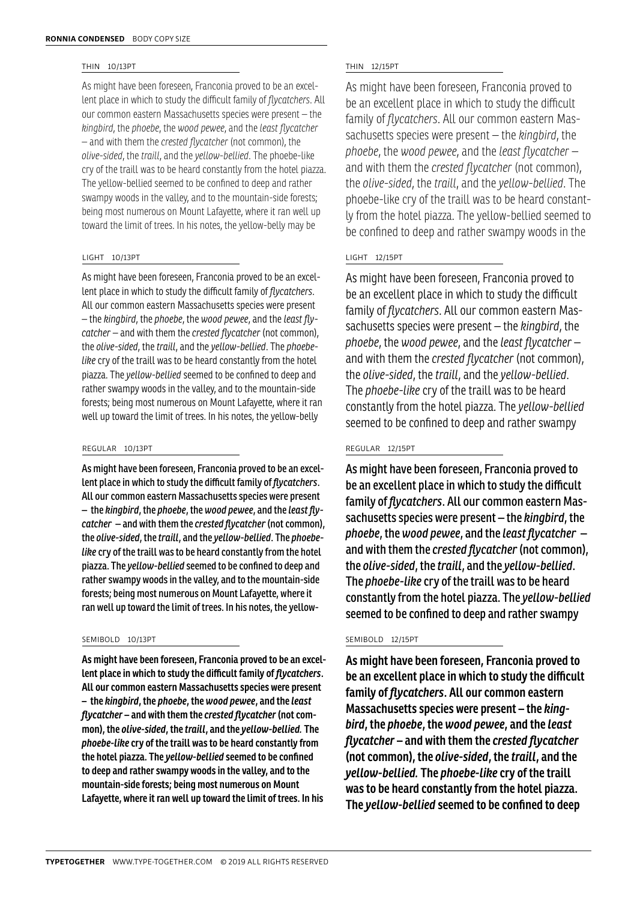**RONNIA CONDENSED** BODY COPY SIZE

THIN 10/13PT

As might have been foreseen, Franconia proved to be an excellent place in which to study the difficult family of *flycatchers*. All our common eastern Massachusetts species were present – the *kingbird*, the *phoebe*, the *wood pewee*, and the *least flycatcher* – and with them the *crested flycatcher* (not common), the *olive-sided*, the *traill*, and the *yellow-bellied*. The phoebe-like cry of the traill was to be heard constantly from the hotel piazza. The yellow-bellied seemed to be confined to deep and rather swampy woods in the valley, and to the mountain-side forests; being most numerous on Mount Lafayette, where it ran well up toward the limit of trees. In his notes, the yellow-belly may be

LIGHT 10/13PT

As might have been foreseen, Franconia proved to be an excellent place in which to study the difficult family of *flycatchers*. All our common eastern Massachusetts species were present – the *kingbird*, the *phoebe*, the *wood pewee*, and the *least flycatcher* – and with them the *crested flycatcher* (not common), the *olive-sided*, the *traill*, and the *yellow-bellied*. The *phoebe-like* cry of the traill was to be heard constantly from the hotel piazza. The *yellow-bellied* seemed to be confined to deep and rather swampy woods in the valley, and to the mountain-side forests; being most numerous on Mount Lafayette, where it ran well up toward the limit of trees. In his notes, the yellow-belly

REGULAR 10/13PT

As might have been foreseen, Franconia proved to be an excellent place in which to study the difficult family of *flycatchers*. All our common eastern Massachusetts species were present – the *kingbird*, the *phoebe*, the *wood pewee*, and the *least flycatcher* – and with them the *crested flycatcher* (not common), the *olive-sided*, the *traill*, and the *yellow-bellied*. The *phoebe-like* cry of the traill was to be heard constantly from the hotel piazza. The *yellow-bellied* seemed to be confined to deep and rather swampy woods in the valley, and to the mountain-side forests; being most numerous on Mount Lafayette, where it ran well up toward the limit of trees. In his notes, the yellow-

SEMIBOLD 10/13PT

**As might have been foreseen, Franconia proved to be an excellent place in which to study the difficult family of *flycatchers*. All our common eastern Massachusetts species were present – the *kingbird*, the *phoebe*, the *wood pewee*, and the *least flycatcher* – and with them the *crested flycatcher* (not common), the *olive-sided*, the *traill*, and the *yellow-bellied*. The *phoebe-like* cry of the traill was to be heard constantly from the hotel piazza. The *yellow-bellied* seemed to be confined to deep and rather swampy woods in the valley, and to the mountain-side forests; being most numerous on Mount Lafayette, where it ran well up toward the limit of trees. In his**

THIN 12/15PT

As might have been foreseen, Franconia proved to be an excellent place in which to study the difficult family of *flycatchers*. All our common eastern Massachusetts species were present – the *kingbird*, the *phoebe*, the *wood pewee*, and the *least flycatcher* – and with them the *crested flycatcher* (not common), the *olive-sided*, the *traill*, and the *yellow-bellied*. The phoebe-like cry of the traill was to be heard constantly from the hotel piazza. The yellow-bellied seemed to be confined to deep and rather swampy woods in the

LIGHT 12/15PT

As might have been foreseen, Franconia proved to be an excellent place in which to study the difficult family of *flycatchers*. All our common eastern Massachusetts species were present – the *kingbird*, the *phoebe*, the *wood pewee*, and the *least flycatcher* – and with them the *crested flycatcher* (not common), the *olive-sided*, the *traill*, and the *yellow-bellied*. The *phoebe-like* cry of the traill was to be heard constantly from the hotel piazza. The *yellow-bellied* seemed to be confined to deep and rather swampy

REGULAR 12/15PT

As might have been foreseen, Franconia proved to be an excellent place in which to study the difficult family of *flycatchers*. All our common eastern Massachusetts species were present – the *kingbird*, the *phoebe*, the *wood pewee*, and the *least flycatcher* – and with them the *crested flycatcher* (not common), the *olive-sided*, the *traill*, and the *yellow-bellied*. The *phoebe-like* cry of the traill was to be heard constantly from the hotel piazza. The *yellow-bellied* seemed to be confined to deep and rather swampy

SEMIBOLD 12/15PT

**As might have been foreseen, Franconia proved to be an excellent place in which to study the difficult family of *flycatchers*. All our common eastern Massachusetts species were present – the *kingbird*, the *phoebe*, the *wood pewee*, and the *least flycatcher* – and with them the *crested flycatcher* (not common), the *olive-sided*, the *traill*, and the *yellow-bellied.* The *phoebe-like* cry of the traill was to be heard constantly from the hotel piazza. The *yellow-bellied* seemed to be confined to deep**

**TYPETOGETHER** WWW.TYPE-TOGETHER.COM © 2019 ALL RIGHTS RESERVED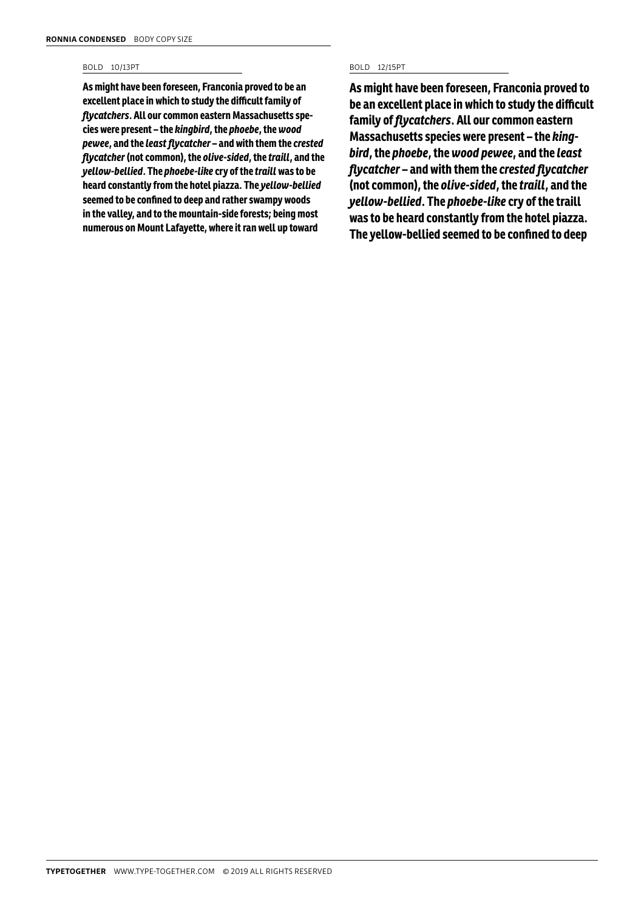**RONNIA CONDENSED** BODY COPY SIZE

BOLD 10/13PT

**As might have been foreseen, Franconia proved to be an excellent place in which to study the difficult family of *flycatchers*. All our common eastern Massachusetts species were present – the *kingbird*, the *phoebe*, the *wood pewee*, and the *least flycatcher* – and with them the *crested flycatcher* (not common), the *olive-sided*, the *traill*, and the *yellow-bellied*. The *phoebe-like* cry of the *traill* was to be heard constantly from the hotel piazza. The *yellow-bellied* seemed to be confined to deep and rather swampy woods in the valley, and to the mountain-side forests; being most numerous on Mount Lafayette, where it ran well up toward**

BOLD 12/15PT

**As might have been foreseen, Franconia proved to be an excellent place in which to study the difficult family of *flycatchers*. All our common eastern Massachusetts species were present – the *kingbird*, the *phoebe*, the *wood pewee*, and the *least flycatcher* – and with them the *crested flycatcher* (not common), the *olive-sided*, the *traill*, and the *yellow-bellied*. The *phoebe-like* cry of the traill was to be heard constantly from the hotel piazza. The yellow-bellied seemed to be confined to deep**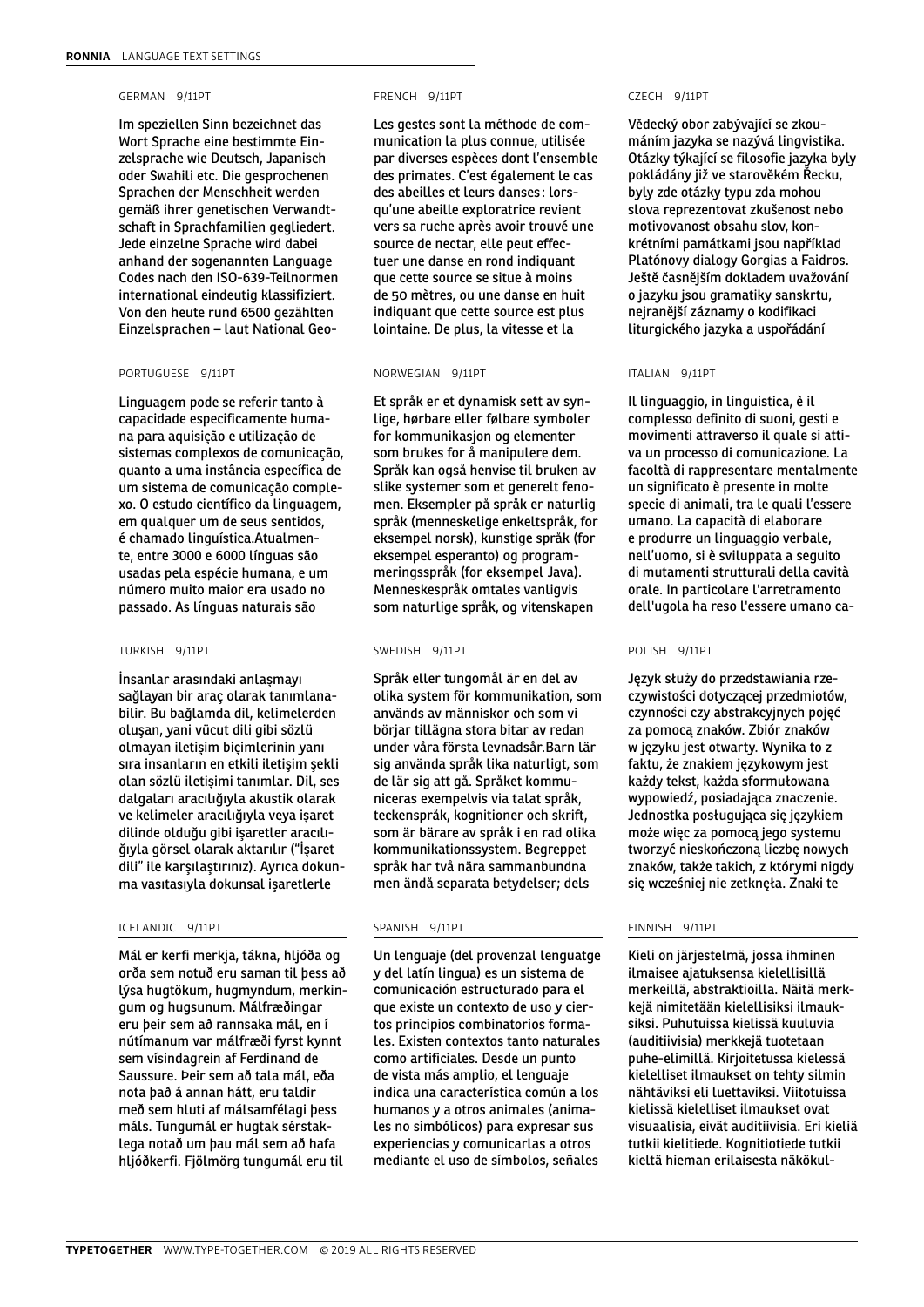## GERMAN 9/11PT

Im speziellen Sinn bezeichnet das Wort Sprache eine bestimmte Einzelsprache wie Deutsch, Japanisch oder Swahili etc. Die gesprochenen Sprachen der Menschheit werden gemäß ihrer genetischen Verwandtschaft in Sprachfamilien gegliedert. Jede einzelne Sprache wird dabei anhand der sogenannten Language Codes nach den ISO-639-Teilnormen international eindeutig klassifiziert. Von den heute rund 6500 gezählten Einzelsprachen – laut National Geo-

## FRENCH 9/11PT

Les gestes sont la méthode de communication la plus connue, utilisée par diverses espèces dont l'ensemble des primates. C'est également le cas des abeilles et leurs danses : lorsqu'une abeille exploratrice revient vers sa ruche après avoir trouvé une source de nectar, elle peut effectuer une danse en rond indiquant que cette source se situe à moins de 50 mètres, ou une danse en huit indiquant que cette source est plus lointaine. De plus, la vitesse et la

## CZECH 9/11PT

Vědecký obor zabývající se zkoumáním jazyka se nazývá lingvistika. Otázky týkající se filosofie jazyka byly pokládány již ve starověkém Řecku, byly zde otázky typu zda mohou slova reprezentovat zkušenost nebo motivovanost obsahu slov, konkrétními památkami jsou například Platónovy dialogy Gorgias a Faidros. Ještě časnějším dokladem uvažování o jazyku jsou gramatiky sanskrtu, nejranější záznamy o kodifikaci liturgického jazyka a uspořádání

## PORTUGUESE 9/11PT

Linguagem pode se referir tanto à capacidade especificamente humana para aquisição e utilização de sistemas complexos de comunicação, quanto a uma instância específica de um sistema de comunicação complexo. O estudo científico da linguagem, em qualquer um de seus sentidos, é chamado linguística.Atualmente, entre 3000 e 6000 línguas são usadas pela espécie humana, e um número muito maior era usado no passado. As línguas naturais são

## NORWEGIAN 9/11PT

Et språk er et dynamisk sett av synlige, hørbare eller følbare symboler for kommunikasjon og elementer som brukes for å manipulere dem. Språk kan også henvise til bruken av slike systemer som et generelt fenomen. Eksempler på språk er naturlig språk (menneskelige enkeltspråk, for eksempel norsk), kunstige språk (for eksempel esperanto) og programmeringsspråk (for eksempel Java). Menneskespråk omtales vanligvis som naturlige språk, og vitenskapen

## ITALIAN 9/11PT

Il linguaggio, in linguistica, è il complesso definito di suoni, gesti e movimenti attraverso il quale si attiva un processo di comunicazione. La facoltà di rappresentare mentalmente un significato è presente in molte specie di animali, tra le quali l'essere umano. La capacità di elaborare e produrre un linguaggio verbale, nell'uomo, si è sviluppata a seguito di mutamenti strutturali della cavità orale. In particolare l'arretramento dell'ugola ha reso l'essere umano ca-

## TURKISH 9/11PT

İnsanlar arasındaki anlaşmayı sağlayan bir araç olarak tanımlanabilir. Bu bağlamda dil, kelimelerden oluşan, yani vücut dili gibi sözlü olmayan iletişim biçimlerinin yanı sıra insanların en etkili iletişim şekli olan sözlü iletişimi tanımlar. Dil, ses dalgaları aracılığıyla akustik olarak ve kelimeler aracılığıyla veya işaret dilinde olduğu gibi işaretler aracılığıyla görsel olarak aktarılır ("İşaret dili" ile karşılaştırınız). Ayrıca dokunma vasıtasıyla dokunsal işaretlerle

## SWEDISH 9/11PT

Språk eller tungomål är en del av olika system för kommunikation, som används av människor och som vi börjar tillägna stora bitar av redan under våra första levnadsår.Barn lär sig använda språk lika naturligt, som de lär sig att gå. Språket kommuniceras exempelvis via talat språk, teckenspråk, kognitioner och skrift, som är bärare av språk i en rad olika kommunikationssystem. Begreppet språk har två nära sammanbundna men ändå separata betydelser; dels

## POLISH 9/11PT

Język służy do przedstawiania rzeczywistości dotyczącej przedmiotów, czynności czy abstrakcyjnych pojęć za pomocą znaków. Zbiór znaków w języku jest otwarty. Wynika to z faktu, że znakiem językowym jest każdy tekst, każda sformułowana wypowiedź, posiadająca znaczenie. Jednostka posługująca się językiem może więc za pomocą jego systemu tworzyć nieskończoną liczbę nowych znaków, także takich, z którymi nigdy się wcześniej nie zetknęła. Znaki te

## ICELANDIC 9/11PT

Mál er kerfi merkja, tákna, hljóða og orða sem notuð eru saman til þess að lýsa hugtökum, hugmyndum, merkingum og hugsunum. Málfræðingar eru þeir sem að rannsaka mál, en í nútímanum var málfræði fyrst kynnt sem vísindagrein af Ferdinand de Saussure. Þeir sem að tala mál, eða nota það á annan hátt, eru taldir með sem hluti af málsamfélagi þess máls. Tungumál er hugtak sérstaklega notað um þau mál sem að hafa hljóðkerfi. Fjölmörg tungumál eru til

## SPANISH 9/11PT

Un lenguaje (del provenzal lenguatge y del latín lingua) es un sistema de comunicación estructurado para el que existe un contexto de uso y ciertos principios combinatorios formales. Existen contextos tanto naturales como artificiales. Desde un punto de vista más amplio, el lenguaje indica una característica común a los humanos y a otros animales (animales no simbólicos) para expresar sus experiencias y comunicarlas a otros mediante el uso de símbolos, señales

## FINNISH 9/11PT

Kieli on järjestelmä, jossa ihminen ilmaisee ajatuksensa kielellisillä merkeillä, abstraktioilla. Näitä merkkejä nimitetään kielellisiksi ilmauksiksi. Puhutuissa kielissä kuuluvia (auditiivisia) merkkejä tuotetaan puhe-elimillä. Kirjoitetuissa kielessä kielelliset ilmaukset on tehty silmin nähtäviksi eli luettaviksi. Viitotuissa kielissä kielelliset ilmaukset ovat visuaalisia, eivät auditiivisia. Eri kieliä tutkii kielitiede. Kognitiotiede tutkii kieltä hieman erilaisesta näkökul-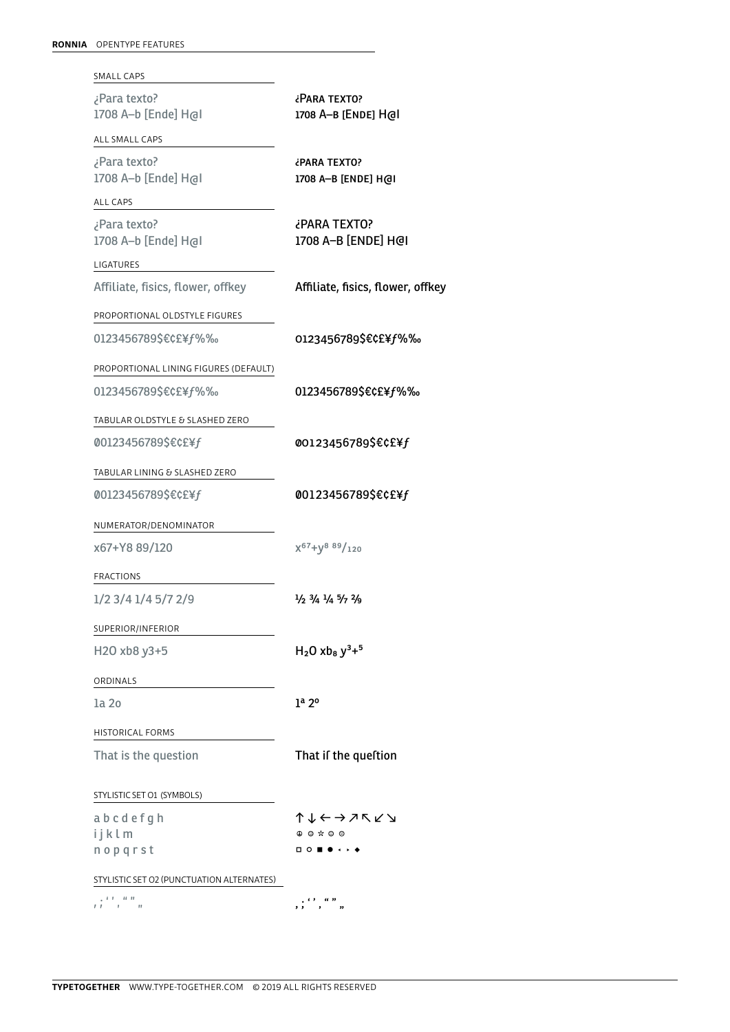**RONNIA** OPENTYPE FEATURES

| Feature | Default | Applied |
|---|---|---|
| SMALL CAPS | ¿Para texto? 1708 A–b [Ende] H@l | ¿PARA TEXTO? 1708 A–B [ENDE] H@l |
| ALL SMALL CAPS | ¿Para texto? 1708 A–b [Ende] H@l | ¿PARA TEXTO? 1708 A–B [ENDE] H@l |
| ALL CAPS | ¿Para texto? 1708 A–b [Ende] H@l | ¿PARA TEXTO? 1708 A–B [ENDE] H@l |
| LIGATURES | Affiliate, fisics, flower, offkey | Affiliate, fisics, flower, offkey |
| PROPORTIONAL OLDSTYLE FIGURES | 0123456789$€¢£¥ƒ%‰ | 0123456789$€¢£¥ƒ%‰ |
| PROPORTIONAL LINING FIGURES (DEFAULT) | 0123456789$€¢£¥ƒ%‰ | 0123456789$€¢£¥ƒ%‰ |
| TABULAR OLDSTYLE & SLASHED ZERO | 00123456789$€¢£¥ƒ | 00123456789$€¢£¥ƒ |
| TABULAR LINING & SLASHED ZERO | 00123456789$€¢£¥ƒ | 00123456789$€¢£¥ƒ |
| NUMERATOR/DENOMINATOR | x67+Y8 89/120 | $x^{67}+y^{8}$ $^{89}/_{120}$ |
| FRACTIONS | 1/2 3/4 1/4 5/7 2/9 | ½ ¾ ¼ 5⁄7 2⁄9 |
| SUPERIOR/INFERIOR | H2O xb8 y3+5 | $H_2O$ $xb_8$ $y^3+^5$ |
| ORDINALS | 1a 2o | 1ª 2º |
| HISTORICAL FORMS | That is the question | That iſ the queſtion |
| STYLISTIC SET 01 (SYMBOLS) | a b c d e f g h i j k l m n o p q r s t | ↑ ↓ ← → ↗ ↖ ↙ ↘ ☮ ☺ ☼ ☺ ☹ ◻ ○ ■ ● ◂ ▸ ◆ |
| STYLISTIC SET 02 (PUNCTUATION ALTERNATES) | , ; ' ' , " " „ | , ; ' ' , " " „ |

**TYPETOGETHER** WWW.TYPE-TOGETHER.COM © 2019 ALL RIGHTS RESERVED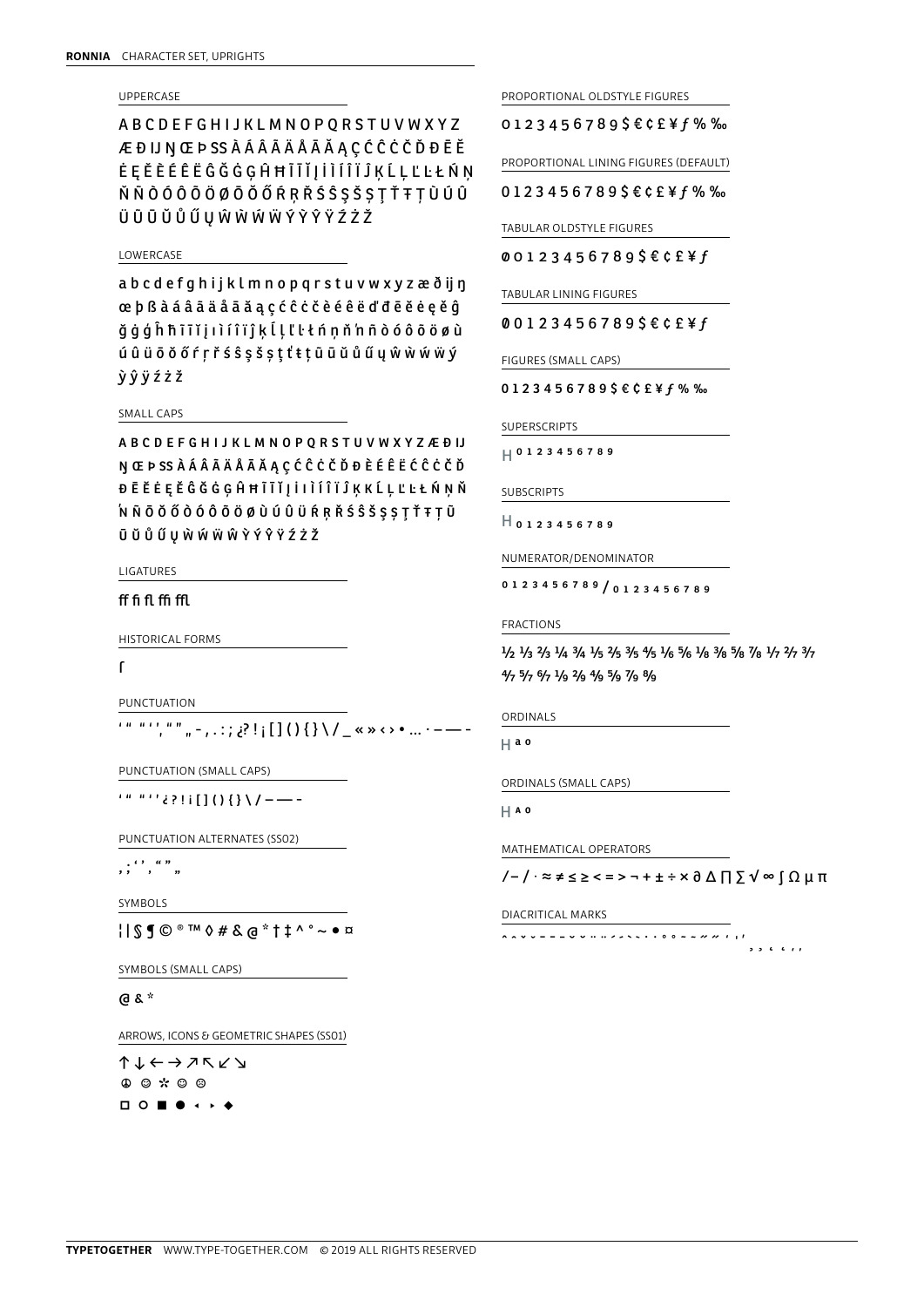**RONNIA** CHARACTER SET, UPRIGHTS

UPPERCASE

A B C D E F G H I J K L M N O P Q R S T U V W X Y Z
Æ Ð IJ Ŋ Œ Þ SS À Á Â Ã Ä Å Ā Ă Ą Ç Ć Ĉ Ċ Č Ď Ē Ĕ
Ė Ę Ě È É Ê Ë Ĝ Ğ Ġ Ģ Ĥ Ħ Ī Ĭ Į İ Ì Í Î Ï Ĵ Ķ Ĺ Ļ Ľ Ŀ Ł Ń Ņ
Ň Ñ Ò Ó Ô Õ Ö Ø Ō Ŏ Ő Ŕ Ŗ Ř Ś Ŝ Ş Š Ș Ţ Ť Ŧ Ț Ù Ú Û
Ü Ū Ŭ Ů Ű Ų Ŵ Ẁ Ẃ Ẅ Ý Ỳ Ŷ Ÿ Ź Ż Ž

LOWERCASE

a b c d e f g h i j k l m n o p q r s t u v w x y z æ ð ij ŋ
œ þ ß à á â ã ä å ā ă ą ç ć ĉ ċ č è é ê ë ď đ ē ĕ ė ę ě ĝ
ğ ġ ģ ĥ ħ ī ĭ į ı ì í î ï ĵ ķ ĺ ļ ľ ŀ ł ń ņ ň ŉ ñ ò ó ô õ ö ø ù
ú û ü ō ŏ ő ŕ ŗ ř ś ŝ ş š ș ţ ť ŧ ț ū ŭ ů ű ų ŵ ẁ ẃ ẅ ý
ỳ ŷ ÿ ź ż ž

SMALL CAPS

A B C D E F G H I J K L M N O P Q R S T U V W X Y Z Æ Ð IJ
Ŋ Œ Þ SS À Á Â Ã Ä Å Ā Ă Ą Ç Ć Ĉ Ċ Č Ď Ð È É Ê Ë Ć Ĉ Ċ Č Ď
Đ Ē Ĕ Ė Ę Ě Ĝ Ğ Ġ Ģ Ĥ Ħ Ī Ĭ Į İ I Ì Í Î Ï Ĵ Ķ K Ĺ Ļ Ľ Ŀ Ł Ń Ņ Ň
ŉ Ñ Ō Ŏ Ő Ò Ó Ô Õ Ö Ø Ù Ú Û Ü Ŕ Ŗ Ř Ś Ŝ Š Ş Ș Ţ Ť Ŧ Ț Ū
Ŭ Ů Ű Ų Ẁ Ẃ Ẅ Ŵ Ỳ Ý Ŷ Ÿ Ź Ż Ž

LIGATURES

ff fi fl ffi ffl

HISTORICAL FORMS

ſ

PUNCTUATION

‘ “ ” ’ ‚ “ ” „ - , . : ; ¿ ? ! ¡ [ ] ( ) { } \ / _ « » ‹ › • … · – — -

PUNCTUATION (SMALL CAPS)

‘ “ ” ’ ¿ ? ! ¡ [ ] ( ) { } \ / – — -

PUNCTUATION ALTERNATES (SS02)

, ; ‘ ’ , “ ” „

SYMBOLS

¦ | § ¶ © ® ™ ◊ # & @ * † ‡ ^ ° ~ • ¤

SYMBOLS (SMALL CAPS)

@ & *

ARROWS, ICONS & GEOMETRIC SHAPES (SS01)

↑ ↓ ← → ↗ ↖ ↙ ↘
☮ ☺ ✲ ☺ ☹
□ ○ ■ ● ◂ ▸ ◆

PROPORTIONAL OLDSTYLE FIGURES

0 1 2 3 4 5 6 7 8 9 $ € ¢ £ ¥ ƒ % ‰

PROPORTIONAL LINING FIGURES (DEFAULT)

0 1 2 3 4 5 6 7 8 9 $ € ¢ £ ¥ ƒ % ‰

TABULAR OLDSTYLE FIGURES

0 0 1 2 3 4 5 6 7 8 9 $ € ¢ £ ¥ ƒ

TABULAR LINING FIGURES

0 0 1 2 3 4 5 6 7 8 9 $ € ¢ £ ¥ ƒ

FIGURES (SMALL CAPS)

0 1 2 3 4 5 6 7 8 9 $ € ¢ £ ¥ ƒ % ‰

SUPERSCRIPTS

H 0 1 2 3 4 5 6 7 8 9

SUBSCRIPTS

H 0 1 2 3 4 5 6 7 8 9

NUMERATOR/DENOMINATOR

0 1 2 3 4 5 6 7 8 9 / 0 1 2 3 4 5 6 7 8 9

FRACTIONS

½ ⅓ ⅔ ¼ ¾ ⅕ ⅖ ⅗ ⅘ ⅙ ⅚ ⅛ ⅜ ⅝ ⅞ 1/7 2/7 3/7
4/7 5/7 6/7 1/9 2/9 4/9 5/9 7/9 8/9

ORDINALS

H ª º

ORDINALS (SMALL CAPS)

H A O

MATHEMATICAL OPERATORS

/ − / · ≈ ≠ ≤ ≥ < = > ¬ + ± ÷ × ∂ ∆ ∏ ∑ √ ∞ ∫ Ω µ π

DIACRITICAL MARKS

^ ˆ ˇ ˘ ¯ ¯ ˘ ˇ ¨ ¨ ˊ ˊ ˋ ˋ ˙ ˙ ˚ ˚ ˜ ˜ ˝ ˝ ʻ ʼ ʻ ¸ ¸ ˛ ˛ ʼ ʼ

**TYPETOGETHER** WWW.TYPE-TOGETHER.COM © 2019 ALL RIGHTS RESERVED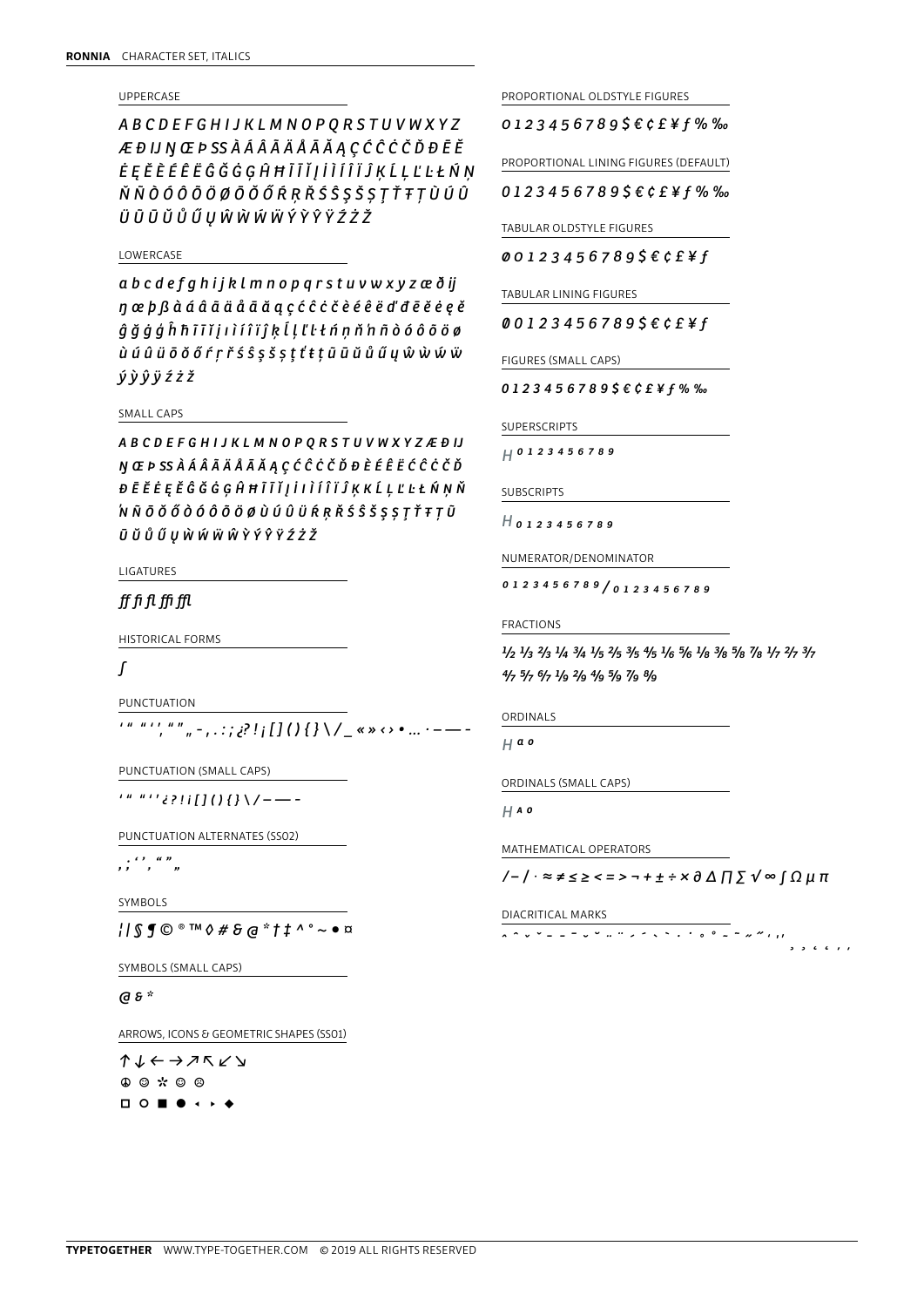**RONNIA** CHARACTER SET, ITALICS

UPPERCASE

*A B C D E F G H I J K L M N O P Q R S T U V W X Y Z Æ Ð Ĳ Ŋ Œ Þ SS À Á Â Ã Ä Å Ā Ă Ą Ç Ć Ĉ Ċ Č Ď Đ Ē Ĕ Ė Ę Ě È É Ê Ë Ĝ Ğ Ġ Ģ Ĥ Ħ Ī Ĩ Ĭ Į İ Ì Í Î Ï Ĵ Ķ Ĺ Ļ Ľ Ŀ Ł Ń Ņ Ñ Ň Ò Ó Ô Õ Ö Ø Ō Ŏ Ő Ŕ Ŗ Ř Ś Ŝ Ş Š Ș Ţ Ť Ŧ Ț Ù Ú Û Ü Ũ Ū Ŭ Ů Ű Ų Ŵ Ẁ Ẃ Ẅ Ý Ỳ Ŷ Ÿ Ź Ż Ž*

LOWERCASE

*a b c d e f g h i j k l m n o p q r s t u v w x y z æ ð ĳ ŋ œ þ ß à á â ã ä å ā ă ą ç ć ĉ ċ č è é ê ë ď đ ē ĕ ė ę ě ĝ ğ ġ ģ ĥ ħ ī ĩ ĭ į ı ì í î ï ĵ ķ ĺ ļ ľ ŀ ł ń ņ ň ŉ ñ ò ó ô õ ö ø ù ú û ü ō ŏ ő ŕ ŗ ř ś ŝ ş š ș ť ŧ ţ ț ũ ū ŭ ů ű ų ŵ ẁ ẃ ẅ ý ỳ ŷ ÿ ź ż ž*

SMALL CAPS

*A B C D E F G H I J K L M N O P Q R S T U V W X Y Z Æ Ð Ĳ Ŋ Œ Þ SS À Á Â Ã Ä Å Ā Ă Ą Ç Ć Ĉ Ċ Č Ď Đ È É Ê Ë Ē Ĕ Ė Ę Ě Ĝ Ğ Ġ Ģ Ĥ Ħ Ī Ĩ Ĭ Į İ Ì Í Î Ï Ĵ Ķ K Ĺ Ļ Ľ Ŀ Ł Ń Ņ Ň ŉ Ñ Ō Ŏ Ő Ò Ó Ô Õ Ö Ø Ù Ú Û Ü Ŕ Ŗ Ř Ś Ŝ Š Ş Ș Ţ Ť Ŧ Ț Ũ Ū Ŭ Ů Ű Ų Ẁ Ẃ Ẅ Ŵ Ỳ Ý Ŷ Ÿ Ź Ż Ž*

LIGATURES

*ff fi fl ffi ffl*

HISTORICAL FORMS

*ſ*

PUNCTUATION

*' " " ' ', " " „ - , . : ; ¿ ? ! ¡ [ ] ( ) { } \ / _ « » ‹ › • … · – — -*

PUNCTUATION (SMALL CAPS)

*' " " ' ' ¿ ? ! ¡ [ ] ( ) { } \ / – — -*

PUNCTUATION ALTERNATES (SS02)

*, ; ' ' , " " „*

SYMBOLS

*¦ | § ¶ © ® ™ ◊ # & @ * † ‡ ^ ° ~ • ¤*

SYMBOLS (SMALL CAPS)

*@ & **

ARROWS, ICONS & GEOMETRIC SHAPES (SS01)

↑ ↓ ← → ↗ ↖ ↙ ↘
☮ ☺ ✲ ☺ ☹
□ ○ ■ ● ◂ ▸ ◆

PROPORTIONAL OLDSTYLE FIGURES

*0 1 2 3 4 5 6 7 8 9 $ € ¢ £ ¥ ƒ % ‰*

PROPORTIONAL LINING FIGURES (DEFAULT)

*0 1 2 3 4 5 6 7 8 9 $ € ¢ £ ¥ ƒ % ‰*

TABULAR OLDSTYLE FIGURES

*0 0 1 2 3 4 5 6 7 8 9 $ € ¢ £ ¥ ƒ*

TABULAR LINING FIGURES

*0 0 1 2 3 4 5 6 7 8 9 $ € ¢ £ ¥ ƒ*

FIGURES (SMALL CAPS)

*0 1 2 3 4 5 6 7 8 9 $ € ¢ £ ¥ ƒ % ‰*

SUPERSCRIPTS

*H 0 1 2 3 4 5 6 7 8 9*

SUBSCRIPTS

*H 0 1 2 3 4 5 6 7 8 9*

NUMERATOR/DENOMINATOR

*0 1 2 3 4 5 6 7 8 9 / 0 1 2 3 4 5 6 7 8 9*

FRACTIONS

*½ ⅓ ⅔ ¼ ¾ ⅕ ⅖ ⅗ ⅘ ⅙ ⅚ ⅛ ⅜ ⅝ ⅞ ⅐ 2/7 3/7 4/7 5/7 6/7 ⅑ 2/9 4/9 5/9 7/9 8/9*

ORDINALS

*H ª º*

ORDINALS (SMALL CAPS)

*H ᴬ ᴼ*

MATHEMATICAL OPERATORS

*/ − / · ≈ ≠ ≤ ≥ < = > ¬ + ± ÷ × ∂ ∆ ∏ ∑ √ ∞ ∫ Ω µ π*

DIACRITICAL MARKS

*ˆ ˆ ˇ ˘ ¯ ¯ ˘ ˇ ¨ ¨ ˊ ˊ ˋ ˋ ˙ ˙ ˚ ˚ ˜ ˜ ˝ ˝ ' ,' ¸ ¸ ˛ ˛ ' '*

**TYPETOGETHER** WWW.TYPE-TOGETHER.COM © 2019 ALL RIGHTS RESERVED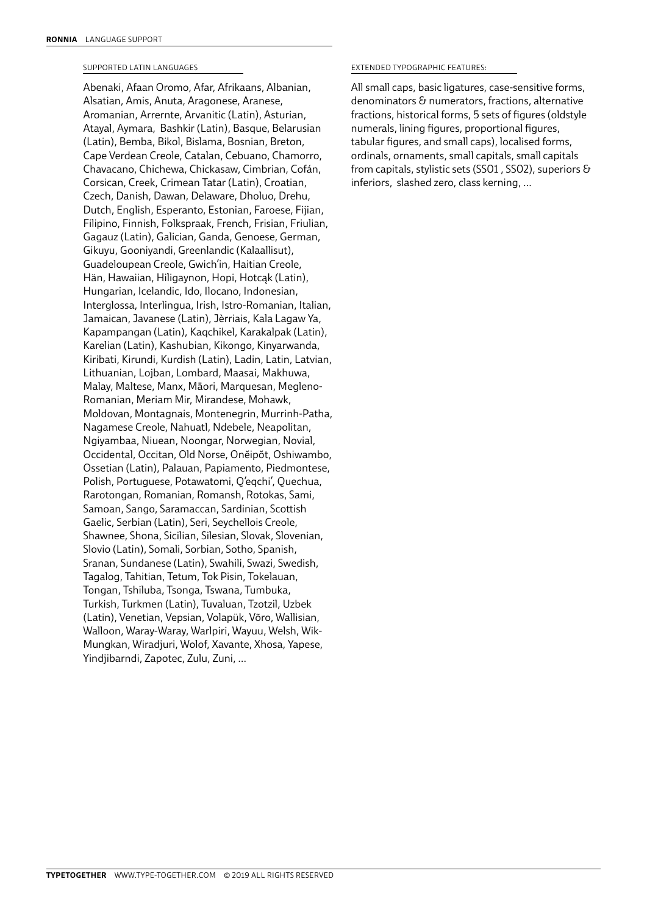## SUPPORTED LATIN LANGUAGES

Abenaki, Afaan Oromo, Afar, Afrikaans, Albanian, Alsatian, Amis, Anuta, Aragonese, Aranese, Aromanian, Arrernte, Arvanitic (Latin), Asturian, Atayal, Aymara, Bashkir (Latin), Basque, Belarusian (Latin), Bemba, Bikol, Bislama, Bosnian, Breton, Cape Verdean Creole, Catalan, Cebuano, Chamorro, Chavacano, Chichewa, Chickasaw, Cimbrian, Cofán, Corsican, Creek, Crimean Tatar (Latin), Croatian, Czech, Danish, Dawan, Delaware, Dholuo, Drehu, Dutch, English, Esperanto, Estonian, Faroese, Fijian, Filipino, Finnish, Folkspraak, French, Frisian, Friulian, Gagauz (Latin), Galician, Ganda, Genoese, German, Gikuyu, Gooniyandi, Greenlandic (Kalaallisut), Guadeloupean Creole, Gwich'in, Haitian Creole, Hän, Hawaiian, Hiligaynon, Hopi, Hotcąk (Latin), Hungarian, Icelandic, Ido, Ilocano, Indonesian, Interglossa, Interlingua, Irish, Istro-Romanian, Italian, Jamaican, Javanese (Latin), Jèrriais, Kala Lagaw Ya, Kapampangan (Latin), Kaqchikel, Karakalpak (Latin), Karelian (Latin), Kashubian, Kikongo, Kinyarwanda, Kiribati, Kirundi, Kurdish (Latin), Ladin, Latin, Latvian, Lithuanian, Lojban, Lombard, Maasai, Makhuwa, Malay, Maltese, Manx, Māori, Marquesan, Megleno-Romanian, Meriam Mir, Mirandese, Mohawk, Moldovan, Montagnais, Montenegrin, Murrinh-Patha, Nagamese Creole, Nahuatl, Ndebele, Neapolitan, Ngiyambaa, Niuean, Noongar, Norwegian, Novial, Occidental, Occitan, Old Norse, Onĕipŏt, Oshiwambo, Ossetian (Latin), Palauan, Papiamento, Piedmontese, Polish, Portuguese, Potawatomi, Q'eqchi', Quechua, Rarotongan, Romanian, Romansh, Rotokas, Sami, Samoan, Sango, Saramaccan, Sardinian, Scottish Gaelic, Serbian (Latin), Seri, Seychellois Creole, Shawnee, Shona, Sicilian, Silesian, Slovak, Slovenian, Slovio (Latin), Somali, Sorbian, Sotho, Spanish, Sranan, Sundanese (Latin), Swahili, Swazi, Swedish, Tagalog, Tahitian, Tetum, Tok Pisin, Tokelauan, Tongan, Tshiluba, Tsonga, Tswana, Tumbuka, Turkish, Turkmen (Latin), Tuvaluan, Tzotzil, Uzbek (Latin), Venetian, Vepsian, Volapük, Võro, Wallisian, Walloon, Waray-Waray, Warlpiri, Wayuu, Welsh, Wik-Mungkan, Wiradjuri, Wolof, Xavante, Xhosa, Yapese, Yindjibarndi, Zapotec, Zulu, Zuni, ...

## EXTENDED TYPOGRAPHIC FEATURES:

All small caps, basic ligatures, case-sensitive forms, denominators & numerators, fractions, alternative fractions, historical forms, 5 sets of figures (oldstyle numerals, lining figures, proportional figures, tabular figures, and small caps), localised forms, ordinals, ornaments, small capitals, small capitals from capitals, stylistic sets (SS01 , SS02), superiors & inferiors, slashed zero, class kerning, ...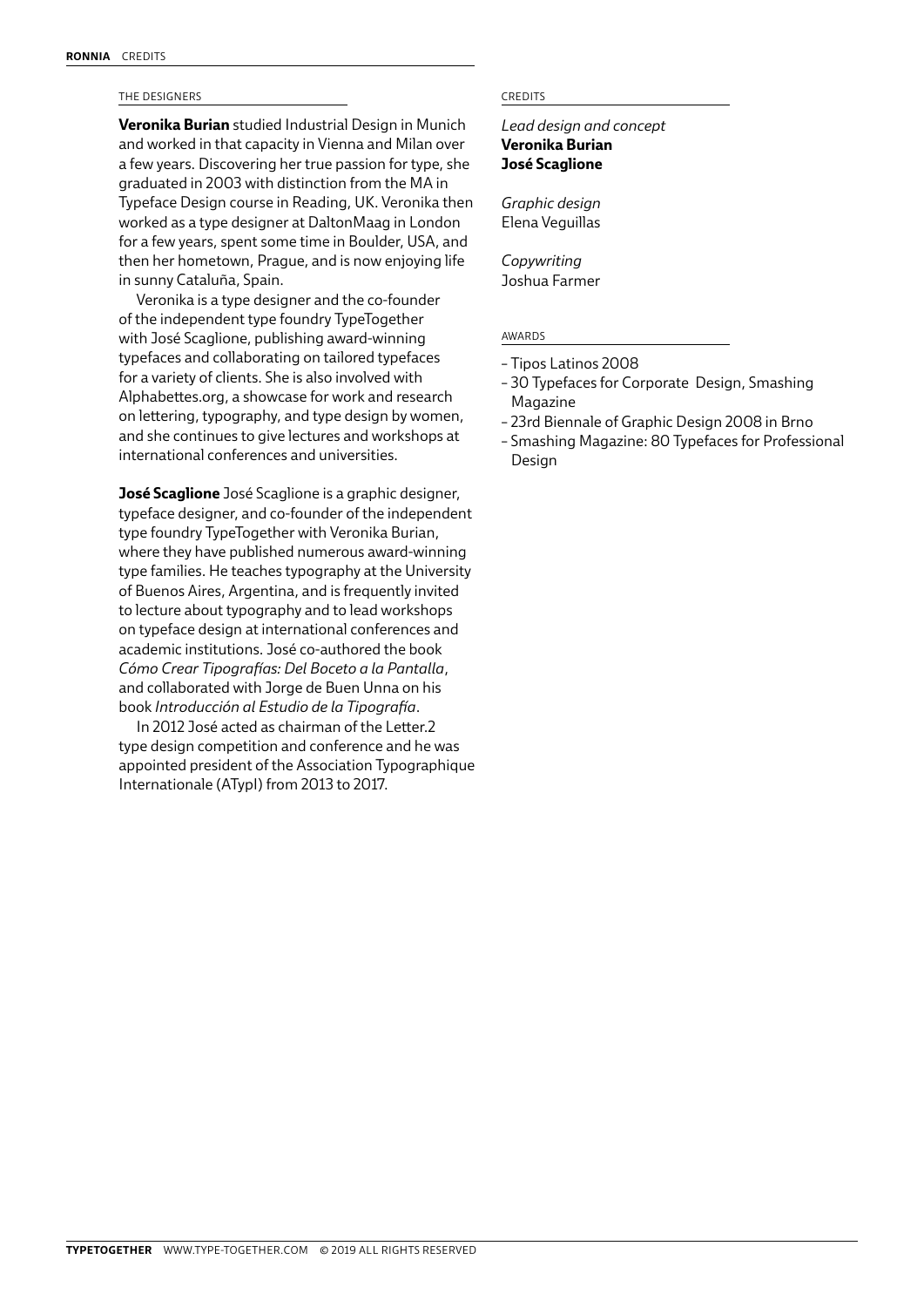## THE DESIGNERS

**Veronika Burian** studied Industrial Design in Munich and worked in that capacity in Vienna and Milan over a few years. Discovering her true passion for type, she graduated in 2003 with distinction from the MA in Typeface Design course in Reading, UK. Veronika then worked as a type designer at DaltonMaag in London for a few years, spent some time in Boulder, USA, and then her hometown, Prague, and is now enjoying life in sunny Cataluña, Spain.

Veronika is a type designer and the co-founder of the independent type foundry TypeTogether with José Scaglione, publishing award-winning typefaces and collaborating on tailored typefaces for a variety of clients. She is also involved with Alphabettes.org, a showcase for work and research on lettering, typography, and type design by women, and she continues to give lectures and workshops at international conferences and universities.

**José Scaglione** José Scaglione is a graphic designer, typeface designer, and co-founder of the independent type foundry TypeTogether with Veronika Burian, where they have published numerous award-winning type families. He teaches typography at the University of Buenos Aires, Argentina, and is frequently invited to lecture about typography and to lead workshops on typeface design at international conferences and academic institutions. José co-authored the book *Cómo Crear Tipografías: Del Boceto a la Pantalla*, and collaborated with Jorge de Buen Unna on his book *Introducción al Estudio de la Tipografía*.

In 2012 José acted as chairman of the Letter.2 type design competition and conference and he was appointed president of the Association Typographique Internationale (ATypI) from 2013 to 2017.

## CREDITS

*Lead design and concept*
**Veronika Burian**
**José Scaglione**

*Graphic design*
Elena Veguillas

*Copywriting*
Joshua Farmer

## AWARDS

- Tipos Latinos 2008
- 30 Typefaces for Corporate Design, Smashing Magazine
- 23rd Biennale of Graphic Design 2008 in Brno
- Smashing Magazine: 80 Typefaces for Professional Design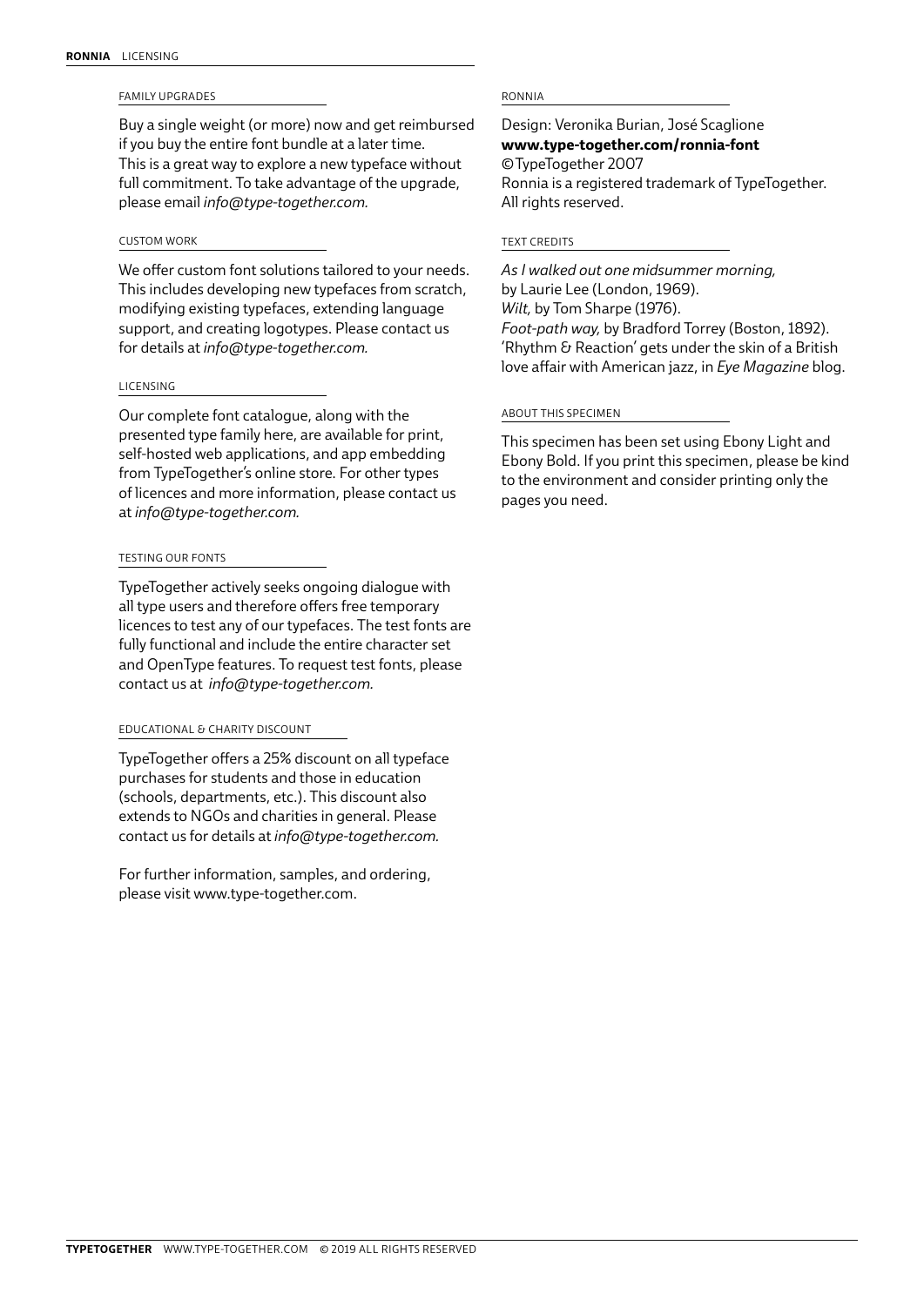### FAMILY UPGRADES

Buy a single weight (or more) now and get reimbursed if you buy the entire font bundle at a later time. This is a great way to explore a new typeface without full commitment. To take advantage of the upgrade, please email *info@type-together.com.*

### CUSTOM WORK

We offer custom font solutions tailored to your needs. This includes developing new typefaces from scratch, modifying existing typefaces, extending language support, and creating logotypes. Please contact us for details at *info@type-together.com.*

### LICENSING

Our complete font catalogue, along with the presented type family here, are available for print, self-hosted web applications, and app embedding from TypeTogether's online store. For other types of licences and more information, please contact us at *info@type-together.com.*

### TESTING OUR FONTS

TypeTogether actively seeks ongoing dialogue with all type users and therefore offers free temporary licences to test any of our typefaces. The test fonts are fully functional and include the entire character set and OpenType features. To request test fonts, please contact us at *info@type-together.com.*

### EDUCATIONAL & CHARITY DISCOUNT

TypeTogether offers a 25% discount on all typeface purchases for students and those in education (schools, departments, etc.). This discount also extends to NGOs and charities in general. Please contact us for details at *info@type-together.com.*

For further information, samples, and ordering, please visit www.type-together.com.

### RONNIA

Design: Veronika Burian, José Scaglione
**www.type-together.com/ronnia-font**
©TypeTogether 2007
Ronnia is a registered trademark of TypeTogether.
All rights reserved.

### TEXT CREDITS

*As I walked out one midsummer morning,* by Laurie Lee (London, 1969).
*Wilt,* by Tom Sharpe (1976).
*Foot-path way,* by Bradford Torrey (Boston, 1892).
'Rhythm & Reaction' gets under the skin of a British love affair with American jazz, in *Eye Magazine* blog.

### ABOUT THIS SPECIMEN

This specimen has been set using Ebony Light and Ebony Bold. If you print this specimen, please be kind to the environment and consider printing only the pages you need.